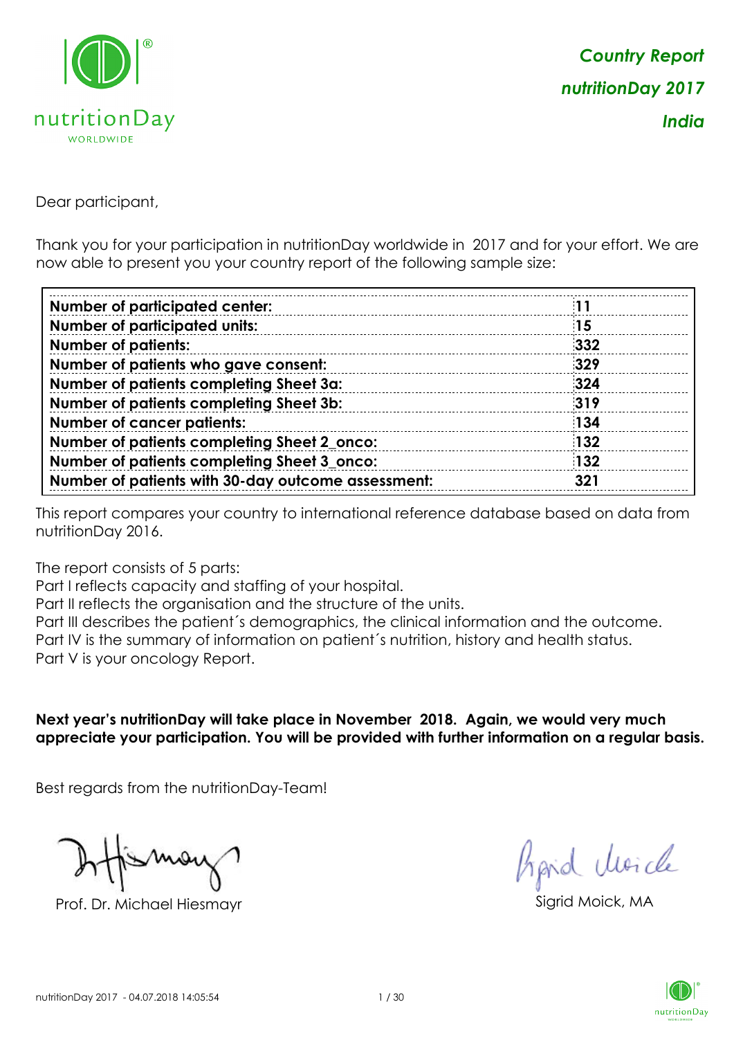*Country Report*
*nutritionDay 2017*
*India*

Dear participant,

Thank you for your participation in nutritionDay worldwide in 2017 and for your effort. We are now able to present you your country report of the following sample size:

| | |
|---|---|
| **Number of participated center:** | **11** |
| **Number of participated units:** | **15** |
| **Number of patients:** | **332** |
| **Number of patients who gave consent:** | **329** |
| **Number of patients completing Sheet 3a:** | **324** |
| **Number of patients completing Sheet 3b:** | **319** |
| **Number of cancer patients:** | **134** |
| **Number of patients completing Sheet 2_onco:** | **132** |
| **Number of patients completing Sheet 3_onco:** | **132** |
| **Number of patients with 30-day outcome assessment:** | **321** |

This report compares your country to international reference database based on data from nutritionDay 2016.

The report consists of 5 parts:
Part I reflects capacity and staffing of your hospital.
Part II reflects the organisation and the structure of the units.
Part III describes the patient´s demographics, the clinical information and the outcome.
Part IV is the summary of information on patient´s nutrition, history and health status.
Part V is your oncology Report.

**Next year's nutritionDay will take place in November 2018. Again, we would very much appreciate your participation. You will be provided with further information on a regular basis.**

Best regards from the nutritionDay-Team!

Prof. Dr. Michael Hiesmayr

Sigrid Moick, MA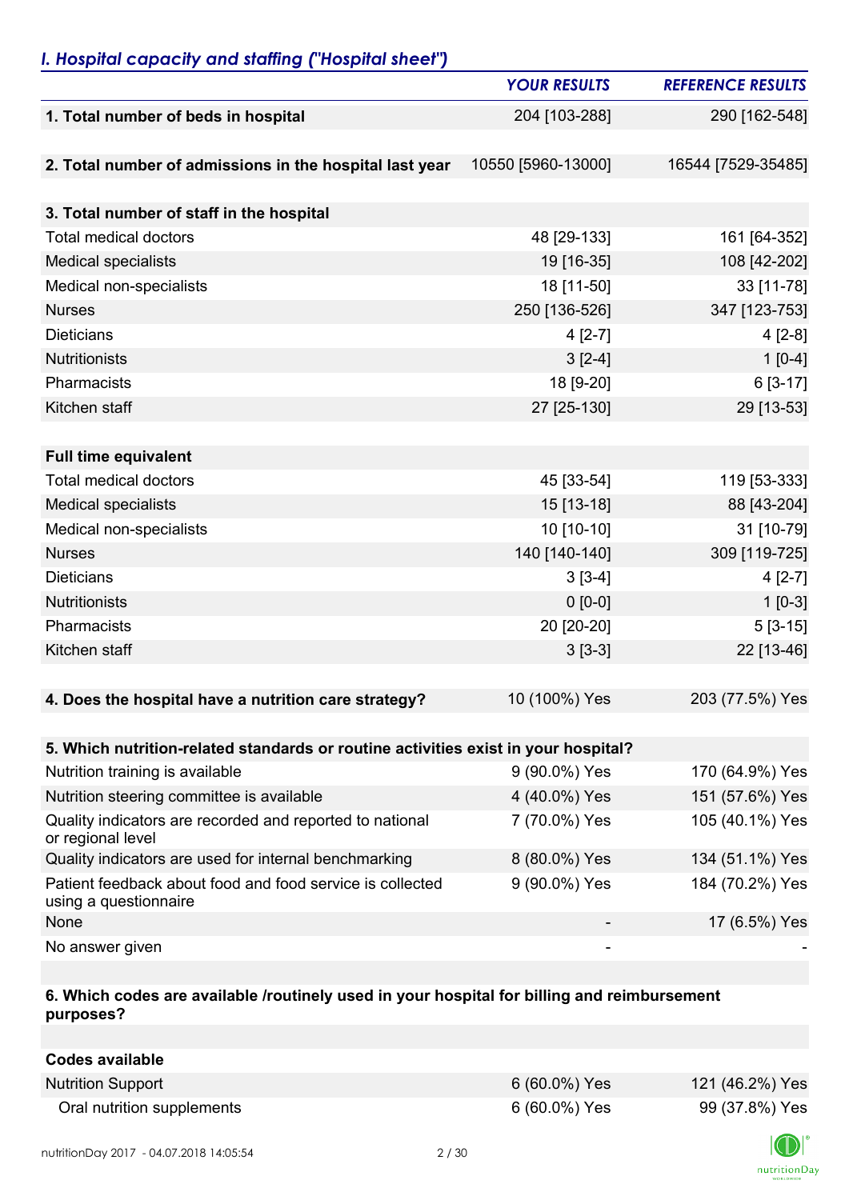## *I. Hospital capacity and staffing ("Hospital sheet")*

| | *YOUR RESULTS* | *REFERENCE RESULTS* |
|---|---|---|
| **1. Total number of beds in hospital** | 204 [103-288] | 290 [162-548] |
| | | |
| **2. Total number of admissions in the hospital last year** | 10550 [5960-13000] | 16544 [7529-35485] |
| | | |
| **3. Total number of staff in the hospital** | | |
| Total medical doctors | 48 [29-133] | 161 [64-352] |
| Medical specialists | 19 [16-35] | 108 [42-202] |
| Medical non-specialists | 18 [11-50] | 33 [11-78] |
| Nurses | 250 [136-526] | 347 [123-753] |
| Dieticians | 4 [2-7] | 4 [2-8] |
| Nutritionists | 3 [2-4] | 1 [0-4] |
| Pharmacists | 18 [9-20] | 6 [3-17] |
| Kitchen staff | 27 [25-130] | 29 [13-53] |
| | | |
| **Full time equivalent** | | |
| Total medical doctors | 45 [33-54] | 119 [53-333] |
| Medical specialists | 15 [13-18] | 88 [43-204] |
| Medical non-specialists | 10 [10-10] | 31 [10-79] |
| Nurses | 140 [140-140] | 309 [119-725] |
| Dieticians | 3 [3-4] | 4 [2-7] |
| Nutritionists | 0 [0-0] | 1 [0-3] |
| Pharmacists | 20 [20-20] | 5 [3-15] |
| Kitchen staff | 3 [3-3] | 22 [13-46] |
| | | |
| **4. Does the hospital have a nutrition care strategy?** | 10 (100%) Yes | 203 (77.5%) Yes |
| | | |
| **5. Which nutrition-related standards or routine activities exist in your hospital?** | | |
| Nutrition training is available | 9 (90.0%) Yes | 170 (64.9%) Yes |
| Nutrition steering committee is available | 4 (40.0%) Yes | 151 (57.6%) Yes |
| Quality indicators are recorded and reported to national or regional level | 7 (70.0%) Yes | 105 (40.1%) Yes |
| Quality indicators are used for internal benchmarking | 8 (80.0%) Yes | 134 (51.1%) Yes |
| Patient feedback about food and food service is collected using a questionnaire | 9 (90.0%) Yes | 184 (70.2%) Yes |
| None | - | 17 (6.5%) Yes |
| No answer given | - | - |
| | | |
| **6. Which codes are available /routinely used in your hospital for billing and reimbursement purposes?** | | |
| | | |
| **Codes available** | | |
| Nutrition Support | 6 (60.0%) Yes | 121 (46.2%) Yes |
| Oral nutrition supplements | 6 (60.0%) Yes | 99 (37.8%) Yes |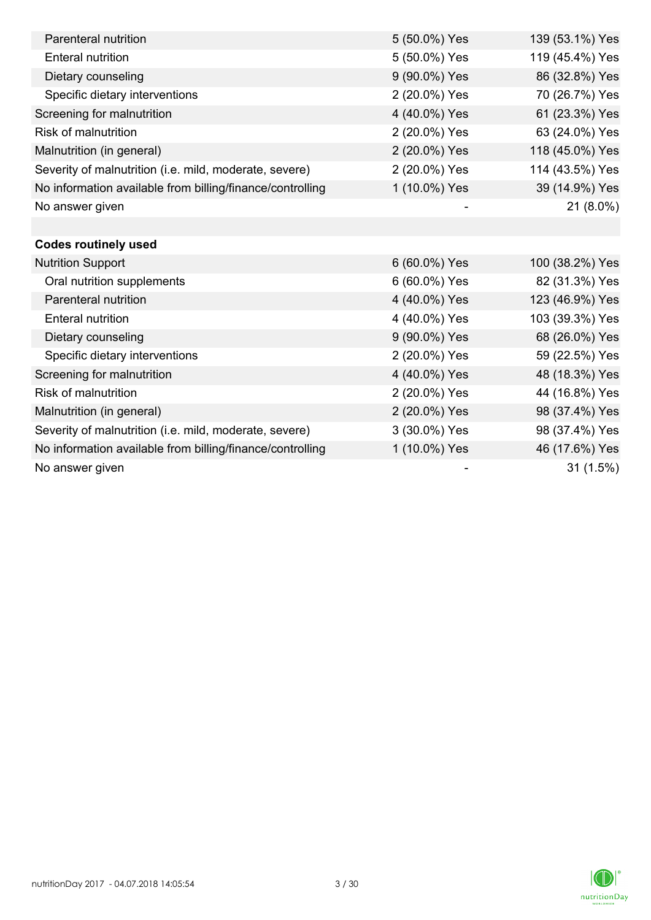| | | |
|---|---|---|
| Parenteral nutrition | 5 (50.0%) Yes | 139 (53.1%) Yes |
| Enteral nutrition | 5 (50.0%) Yes | 119 (45.4%) Yes |
| Dietary counseling | 9 (90.0%) Yes | 86 (32.8%) Yes |
| Specific dietary interventions | 2 (20.0%) Yes | 70 (26.7%) Yes |
| Screening for malnutrition | 4 (40.0%) Yes | 61 (23.3%) Yes |
| Risk of malnutrition | 2 (20.0%) Yes | 63 (24.0%) Yes |
| Malnutrition (in general) | 2 (20.0%) Yes | 118 (45.0%) Yes |
| Severity of malnutrition (i.e. mild, moderate, severe) | 2 (20.0%) Yes | 114 (43.5%) Yes |
| No information available from billing/finance/controlling | 1 (10.0%) Yes | 39 (14.9%) Yes |
| No answer given | - | 21 (8.0%) |
| | | |
| **Codes routinely used** | | |
| Nutrition Support | 6 (60.0%) Yes | 100 (38.2%) Yes |
| Oral nutrition supplements | 6 (60.0%) Yes | 82 (31.3%) Yes |
| Parenteral nutrition | 4 (40.0%) Yes | 123 (46.9%) Yes |
| Enteral nutrition | 4 (40.0%) Yes | 103 (39.3%) Yes |
| Dietary counseling | 9 (90.0%) Yes | 68 (26.0%) Yes |
| Specific dietary interventions | 2 (20.0%) Yes | 59 (22.5%) Yes |
| Screening for malnutrition | 4 (40.0%) Yes | 48 (18.3%) Yes |
| Risk of malnutrition | 2 (20.0%) Yes | 44 (16.8%) Yes |
| Malnutrition (in general) | 2 (20.0%) Yes | 98 (37.4%) Yes |
| Severity of malnutrition (i.e. mild, moderate, severe) | 3 (30.0%) Yes | 98 (37.4%) Yes |
| No information available from billing/finance/controlling | 1 (10.0%) Yes | 46 (17.6%) Yes |
| No answer given | - | 31 (1.5%) |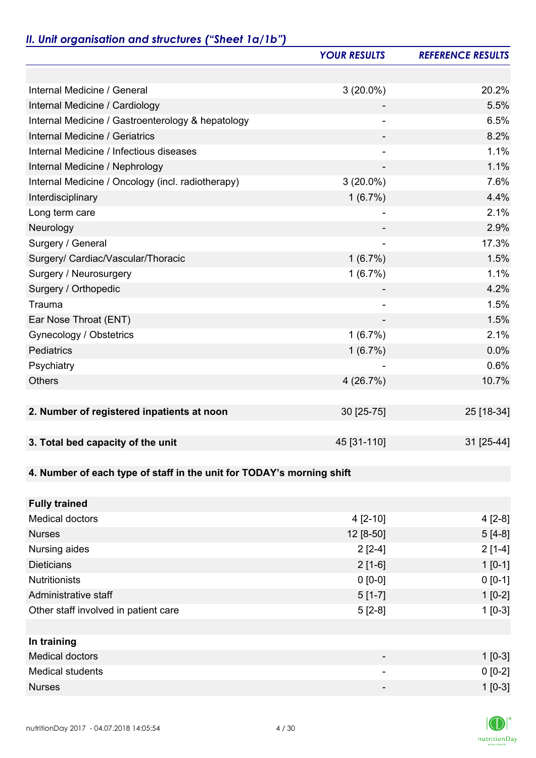## *II. Unit organisation and structures ("Sheet 1a/1b")*

| | *YOUR RESULTS* | *REFERENCE RESULTS* |
|---|---|---|
| | | |
| Internal Medicine / General | 3 (20.0%) | 20.2% |
| Internal Medicine / Cardiology | - | 5.5% |
| Internal Medicine / Gastroenterology & hepatology | - | 6.5% |
| Internal Medicine / Geriatrics | - | 8.2% |
| Internal Medicine / Infectious diseases | - | 1.1% |
| Internal Medicine / Nephrology | - | 1.1% |
| Internal Medicine / Oncology (incl. radiotherapy) | 3 (20.0%) | 7.6% |
| Interdisciplinary | 1 (6.7%) | 4.4% |
| Long term care | - | 2.1% |
| Neurology | - | 2.9% |
| Surgery / General | - | 17.3% |
| Surgery/ Cardiac/Vascular/Thoracic | 1 (6.7%) | 1.5% |
| Surgery / Neurosurgery | 1 (6.7%) | 1.1% |
| Surgery / Orthopedic | - | 4.2% |
| Trauma | - | 1.5% |
| Ear Nose Throat (ENT) | - | 1.5% |
| Gynecology / Obstetrics | 1 (6.7%) | 2.1% |
| Pediatrics | 1 (6.7%) | 0.0% |
| Psychiatry | - | 0.6% |
| Others | 4 (26.7%) | 10.7% |
| | | |
| **2. Number of registered inpatients at noon** | 30 [25-75] | 25 [18-34] |
| | | |
| **3. Total bed capacity of the unit** | 45 [31-110] | 31 [25-44] |
| | | |
| **4. Number of each type of staff in the unit for TODAY's morning shift** | | |
| | | |
| **Fully trained** | | |
| Medical doctors | 4 [2-10] | 4 [2-8] |
| Nurses | 12 [8-50] | 5 [4-8] |
| Nursing aides | 2 [2-4] | 2 [1-4] |
| Dieticians | 2 [1-6] | 1 [0-1] |
| Nutritionists | 0 [0-0] | 0 [0-1] |
| Administrative staff | 5 [1-7] | 1 [0-2] |
| Other staff involved in patient care | 5 [2-8] | 1 [0-3] |
| | | |
| **In training** | | |
| Medical doctors | - | 1 [0-3] |
| Medical students | - | 0 [0-2] |
| Nurses | - | 1 [0-3] |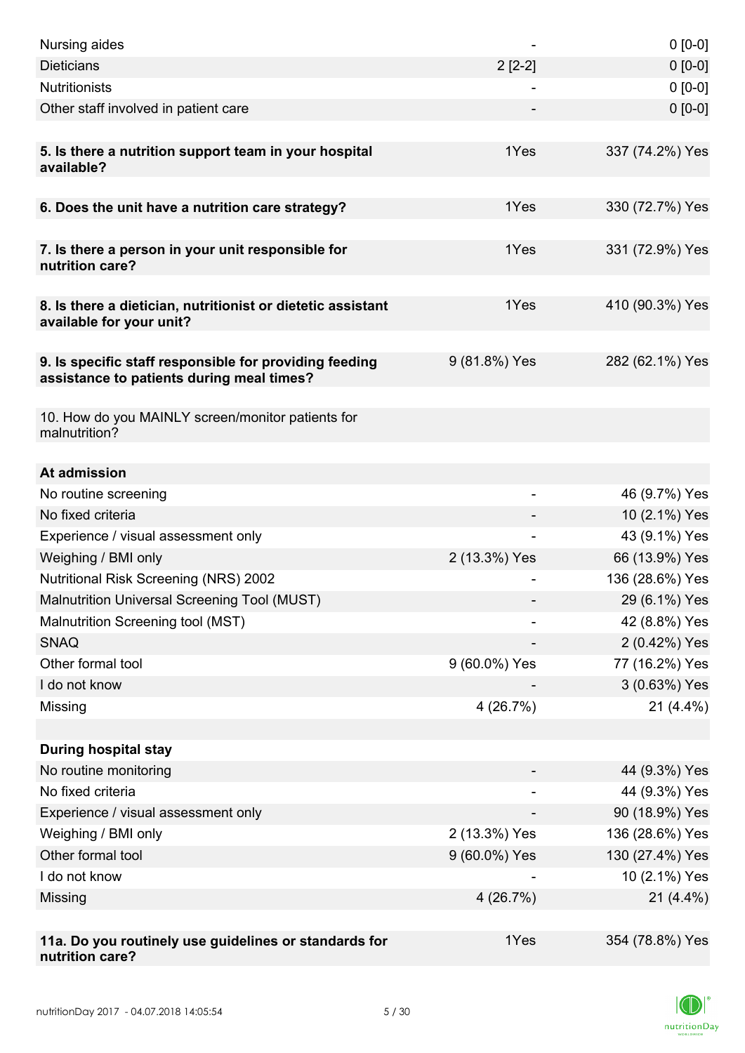| | | |
|---|---|---|
| Nursing aides | - | 0 [0-0] |
| Dieticians | 2 [2-2] | 0 [0-0] |
| Nutritionists | - | 0 [0-0] |
| Other staff involved in patient care | - | 0 [0-0] |
| | | |
| **5. Is there a nutrition support team in your hospital available?** | 1Yes | 337 (74.2%) Yes |
| | | |
| **6. Does the unit have a nutrition care strategy?** | 1Yes | 330 (72.7%) Yes |
| | | |
| **7. Is there a person in your unit responsible for nutrition care?** | 1Yes | 331 (72.9%) Yes |
| | | |
| **8. Is there a dietician, nutritionist or dietetic assistant available for your unit?** | 1Yes | 410 (90.3%) Yes |
| | | |
| **9. Is specific staff responsible for providing feeding assistance to patients during meal times?** | 9 (81.8%) Yes | 282 (62.1%) Yes |
| | | |
| 10. How do you MAINLY screen/monitor patients for malnutrition? | | |
| | | |
| **At admission** | | |
| No routine screening | - | 46 (9.7%) Yes |
| No fixed criteria | - | 10 (2.1%) Yes |
| Experience / visual assessment only | - | 43 (9.1%) Yes |
| Weighing / BMI only | 2 (13.3%) Yes | 66 (13.9%) Yes |
| Nutritional Risk Screening (NRS) 2002 | - | 136 (28.6%) Yes |
| Malnutrition Universal Screening Tool (MUST) | - | 29 (6.1%) Yes |
| Malnutrition Screening tool (MST) | - | 42 (8.8%) Yes |
| SNAQ | - | 2 (0.42%) Yes |
| Other formal tool | 9 (60.0%) Yes | 77 (16.2%) Yes |
| I do not know | - | 3 (0.63%) Yes |
| Missing | 4 (26.7%) | 21 (4.4%) |
| | | |
| **During hospital stay** | | |
| No routine monitoring | - | 44 (9.3%) Yes |
| No fixed criteria | - | 44 (9.3%) Yes |
| Experience / visual assessment only | - | 90 (18.9%) Yes |
| Weighing / BMI only | 2 (13.3%) Yes | 136 (28.6%) Yes |
| Other formal tool | 9 (60.0%) Yes | 130 (27.4%) Yes |
| I do not know | - | 10 (2.1%) Yes |
| Missing | 4 (26.7%) | 21 (4.4%) |
| | | |
| **11a. Do you routinely use guidelines or standards for nutrition care?** | 1Yes | 354 (78.8%) Yes |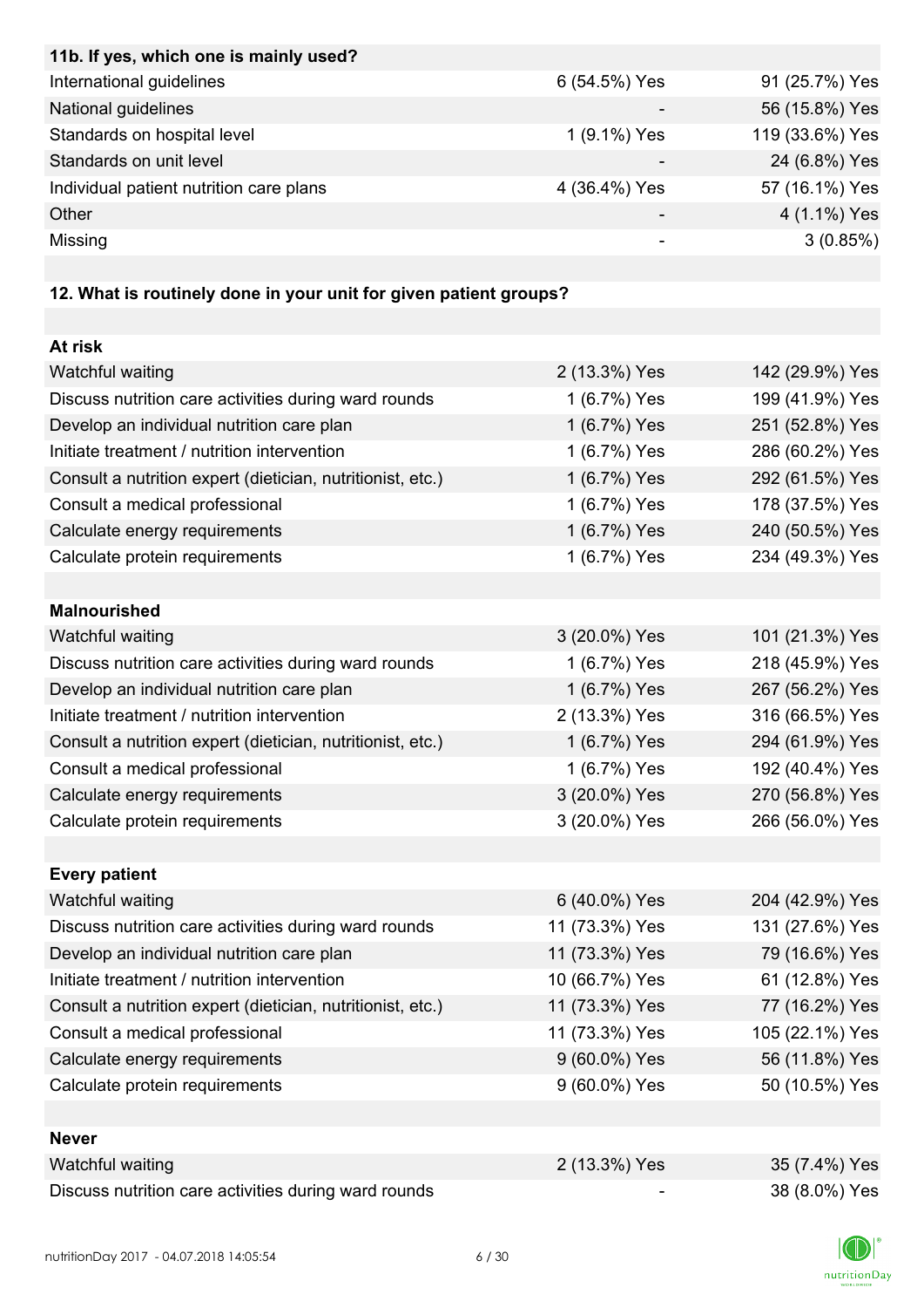| 11b. If yes, which one is mainly used? | | |
|---|---|---|
| International guidelines | 6 (54.5%) Yes | 91 (25.7%) Yes |
| National guidelines | - | 56 (15.8%) Yes |
| Standards on hospital level | 1 (9.1%) Yes | 119 (33.6%) Yes |
| Standards on unit level | - | 24 (6.8%) Yes |
| Individual patient nutrition care plans | 4 (36.4%) Yes | 57 (16.1%) Yes |
| Other | - | 4 (1.1%) Yes |
| Missing | - | 3 (0.85%) |

| 12. What is routinely done in your unit for given patient groups? | | |
|---|---|---|
| **At risk** | | |
| Watchful waiting | 2 (13.3%) Yes | 142 (29.9%) Yes |
| Discuss nutrition care activities during ward rounds | 1 (6.7%) Yes | 199 (41.9%) Yes |
| Develop an individual nutrition care plan | 1 (6.7%) Yes | 251 (52.8%) Yes |
| Initiate treatment / nutrition intervention | 1 (6.7%) Yes | 286 (60.2%) Yes |
| Consult a nutrition expert (dietician, nutritionist, etc.) | 1 (6.7%) Yes | 292 (61.5%) Yes |
| Consult a medical professional | 1 (6.7%) Yes | 178 (37.5%) Yes |
| Calculate energy requirements | 1 (6.7%) Yes | 240 (50.5%) Yes |
| Calculate protein requirements | 1 (6.7%) Yes | 234 (49.3%) Yes |
| **Malnourished** | | |
| Watchful waiting | 3 (20.0%) Yes | 101 (21.3%) Yes |
| Discuss nutrition care activities during ward rounds | 1 (6.7%) Yes | 218 (45.9%) Yes |
| Develop an individual nutrition care plan | 1 (6.7%) Yes | 267 (56.2%) Yes |
| Initiate treatment / nutrition intervention | 2 (13.3%) Yes | 316 (66.5%) Yes |
| Consult a nutrition expert (dietician, nutritionist, etc.) | 1 (6.7%) Yes | 294 (61.9%) Yes |
| Consult a medical professional | 1 (6.7%) Yes | 192 (40.4%) Yes |
| Calculate energy requirements | 3 (20.0%) Yes | 270 (56.8%) Yes |
| Calculate protein requirements | 3 (20.0%) Yes | 266 (56.0%) Yes |
| **Every patient** | | |
| Watchful waiting | 6 (40.0%) Yes | 204 (42.9%) Yes |
| Discuss nutrition care activities during ward rounds | 11 (73.3%) Yes | 131 (27.6%) Yes |
| Develop an individual nutrition care plan | 11 (73.3%) Yes | 79 (16.6%) Yes |
| Initiate treatment / nutrition intervention | 10 (66.7%) Yes | 61 (12.8%) Yes |
| Consult a nutrition expert (dietician, nutritionist, etc.) | 11 (73.3%) Yes | 77 (16.2%) Yes |
| Consult a medical professional | 11 (73.3%) Yes | 105 (22.1%) Yes |
| Calculate energy requirements | 9 (60.0%) Yes | 56 (11.8%) Yes |
| Calculate protein requirements | 9 (60.0%) Yes | 50 (10.5%) Yes |
| **Never** | | |
| Watchful waiting | 2 (13.3%) Yes | 35 (7.4%) Yes |
| Discuss nutrition care activities during ward rounds | - | 38 (8.0%) Yes |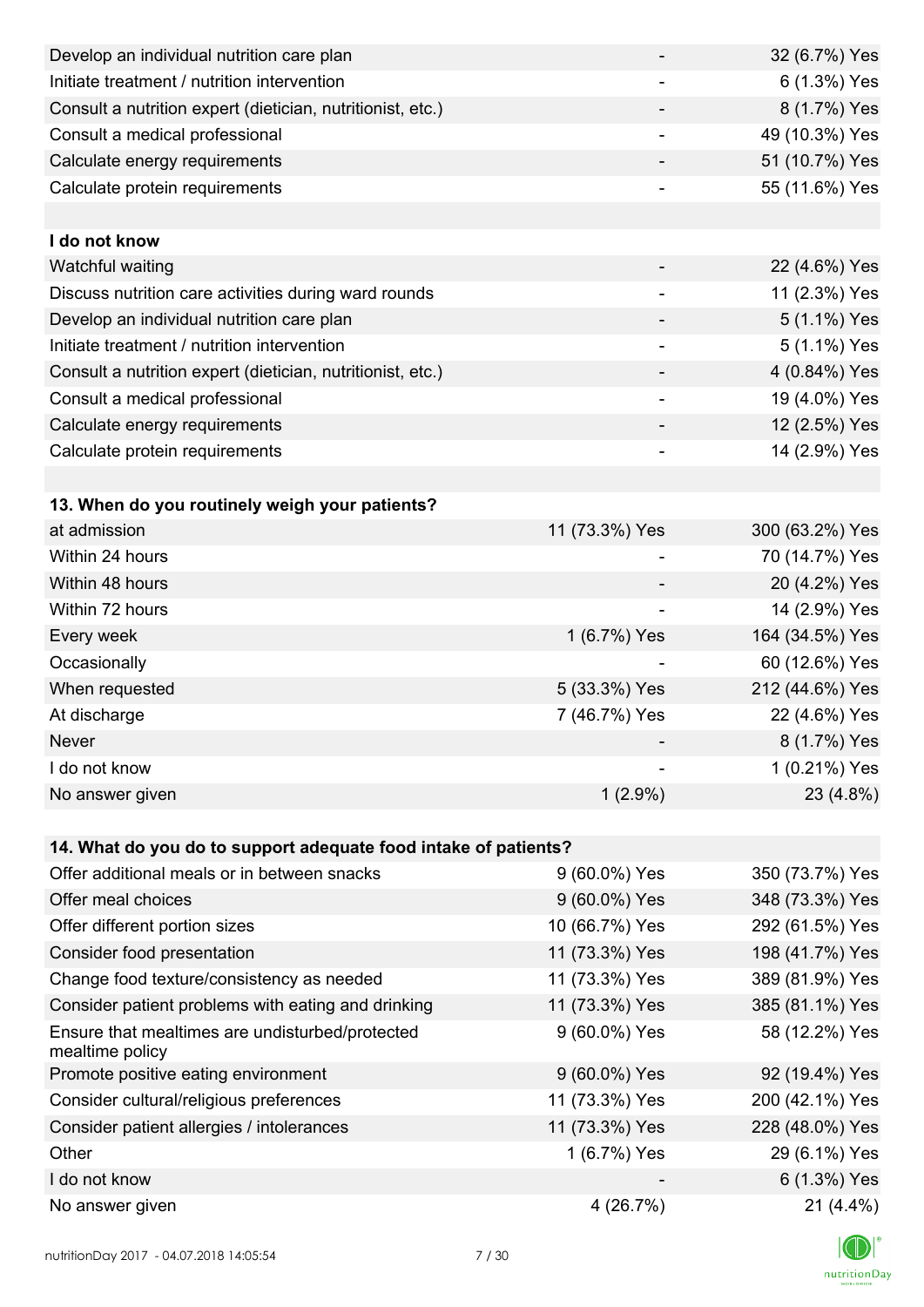| | | |
|---|---|---|
| Develop an individual nutrition care plan | - | 32 (6.7%) Yes |
| Initiate treatment / nutrition intervention | - | 6 (1.3%) Yes |
| Consult a nutrition expert (dietician, nutritionist, etc.) | - | 8 (1.7%) Yes |
| Consult a medical professional | - | 49 (10.3%) Yes |
| Calculate energy requirements | - | 51 (10.7%) Yes |
| Calculate protein requirements | - | 55 (11.6%) Yes |
| | | |
| **I do not know** | | |
| Watchful waiting | - | 22 (4.6%) Yes |
| Discuss nutrition care activities during ward rounds | - | 11 (2.3%) Yes |
| Develop an individual nutrition care plan | - | 5 (1.1%) Yes |
| Initiate treatment / nutrition intervention | - | 5 (1.1%) Yes |
| Consult a nutrition expert (dietician, nutritionist, etc.) | - | 4 (0.84%) Yes |
| Consult a medical professional | - | 19 (4.0%) Yes |
| Calculate energy requirements | - | 12 (2.5%) Yes |
| Calculate protein requirements | - | 14 (2.9%) Yes |

| **13. When do you routinely weigh your patients?** | | |
|---|---|---|
| at admission | 11 (73.3%) Yes | 300 (63.2%) Yes |
| Within 24 hours | - | 70 (14.7%) Yes |
| Within 48 hours | - | 20 (4.2%) Yes |
| Within 72 hours | - | 14 (2.9%) Yes |
| Every week | 1 (6.7%) Yes | 164 (34.5%) Yes |
| Occasionally | - | 60 (12.6%) Yes |
| When requested | 5 (33.3%) Yes | 212 (44.6%) Yes |
| At discharge | 7 (46.7%) Yes | 22 (4.6%) Yes |
| Never | - | 8 (1.7%) Yes |
| I do not know | - | 1 (0.21%) Yes |
| No answer given | 1 (2.9%) | 23 (4.8%) |

| **14. What do you do to support adequate food intake of patients?** | | |
|---|---|---|
| Offer additional meals or in between snacks | 9 (60.0%) Yes | 350 (73.7%) Yes |
| Offer meal choices | 9 (60.0%) Yes | 348 (73.3%) Yes |
| Offer different portion sizes | 10 (66.7%) Yes | 292 (61.5%) Yes |
| Consider food presentation | 11 (73.3%) Yes | 198 (41.7%) Yes |
| Change food texture/consistency as needed | 11 (73.3%) Yes | 389 (81.9%) Yes |
| Consider patient problems with eating and drinking | 11 (73.3%) Yes | 385 (81.1%) Yes |
| Ensure that mealtimes are undisturbed/protected mealtime policy | 9 (60.0%) Yes | 58 (12.2%) Yes |
| Promote positive eating environment | 9 (60.0%) Yes | 92 (19.4%) Yes |
| Consider cultural/religious preferences | 11 (73.3%) Yes | 200 (42.1%) Yes |
| Consider patient allergies / intolerances | 11 (73.3%) Yes | 228 (48.0%) Yes |
| Other | 1 (6.7%) Yes | 29 (6.1%) Yes |
| I do not know | - | 6 (1.3%) Yes |
| No answer given | 4 (26.7%) | 21 (4.4%) |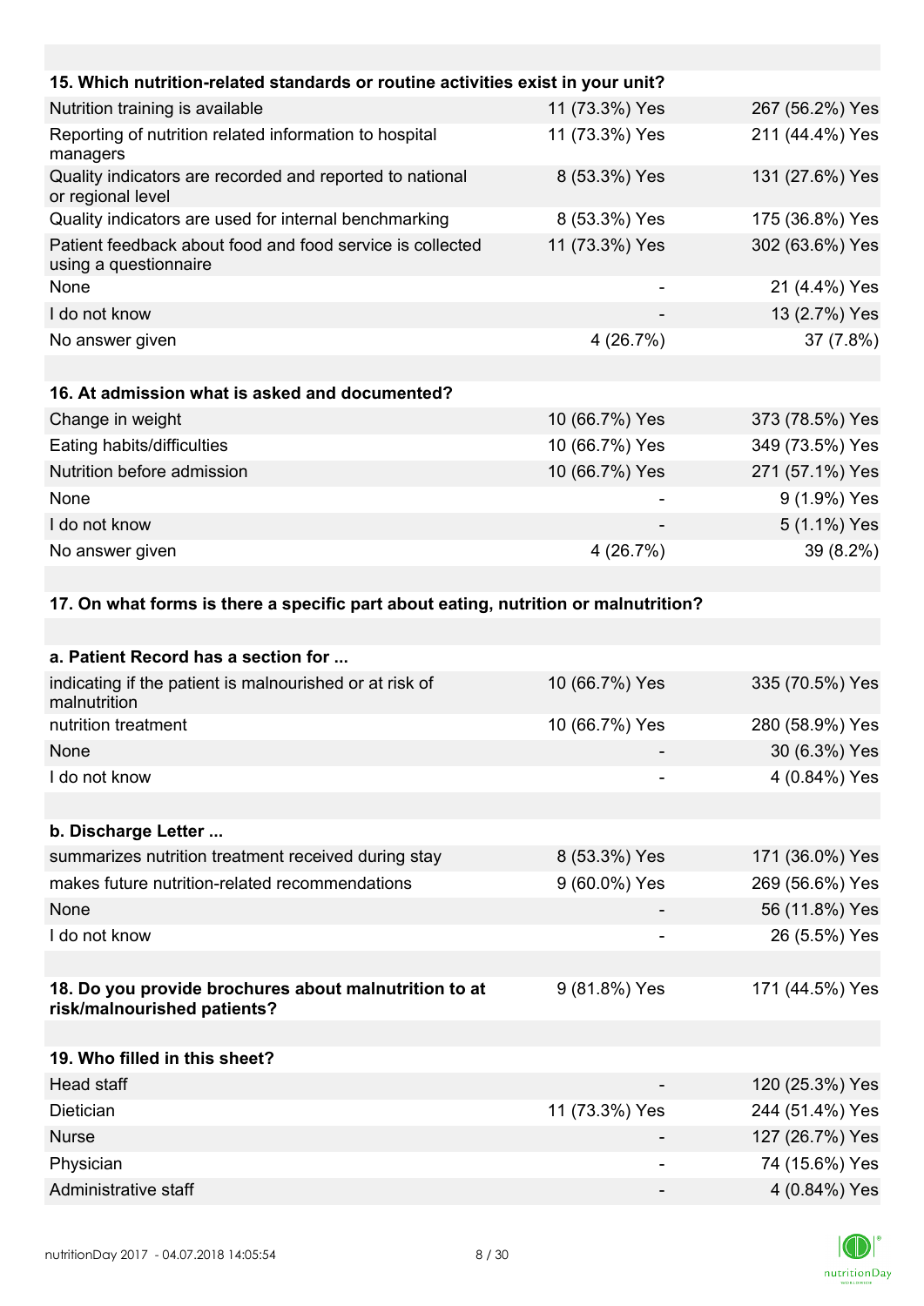| 15. Which nutrition-related standards or routine activities exist in your unit? | | |
|---|---|---|
| Nutrition training is available | 11 (73.3%) Yes | 267 (56.2%) Yes |
| Reporting of nutrition related information to hospital managers | 11 (73.3%) Yes | 211 (44.4%) Yes |
| Quality indicators are recorded and reported to national or regional level | 8 (53.3%) Yes | 131 (27.6%) Yes |
| Quality indicators are used for internal benchmarking | 8 (53.3%) Yes | 175 (36.8%) Yes |
| Patient feedback about food and food service is collected using a questionnaire | 11 (73.3%) Yes | 302 (63.6%) Yes |
| None | - | 21 (4.4%) Yes |
| I do not know | - | 13 (2.7%) Yes |
| No answer given | 4 (26.7%) | 37 (7.8%) |

| 16. At admission what is asked and documented? | | |
|---|---|---|
| Change in weight | 10 (66.7%) Yes | 373 (78.5%) Yes |
| Eating habits/difficulties | 10 (66.7%) Yes | 349 (73.5%) Yes |
| Nutrition before admission | 10 (66.7%) Yes | 271 (57.1%) Yes |
| None | - | 9 (1.9%) Yes |
| I do not know | - | 5 (1.1%) Yes |
| No answer given | 4 (26.7%) | 39 (8.2%) |

**17. On what forms is there a specific part about eating, nutrition or malnutrition?**

| a. Patient Record has a section for ... | | |
|---|---|---|
| indicating if the patient is malnourished or at risk of malnutrition | 10 (66.7%) Yes | 335 (70.5%) Yes |
| nutrition treatment | 10 (66.7%) Yes | 280 (58.9%) Yes |
| None | - | 30 (6.3%) Yes |
| I do not know | - | 4 (0.84%) Yes |

| b. Discharge Letter ... | | |
|---|---|---|
| summarizes nutrition treatment received during stay | 8 (53.3%) Yes | 171 (36.0%) Yes |
| makes future nutrition-related recommendations | 9 (60.0%) Yes | 269 (56.6%) Yes |
| None | - | 56 (11.8%) Yes |
| I do not know | - | 26 (5.5%) Yes |

| 18. Do you provide brochures about malnutrition to at risk/malnourished patients? | 9 (81.8%) Yes | 171 (44.5%) Yes |
|---|---|---|

| 19. Who filled in this sheet? | | |
|---|---|---|
| Head staff | - | 120 (25.3%) Yes |
| Dietician | 11 (73.3%) Yes | 244 (51.4%) Yes |
| Nurse | - | 127 (26.7%) Yes |
| Physician | - | 74 (15.6%) Yes |
| Administrative staff | - | 4 (0.84%) Yes |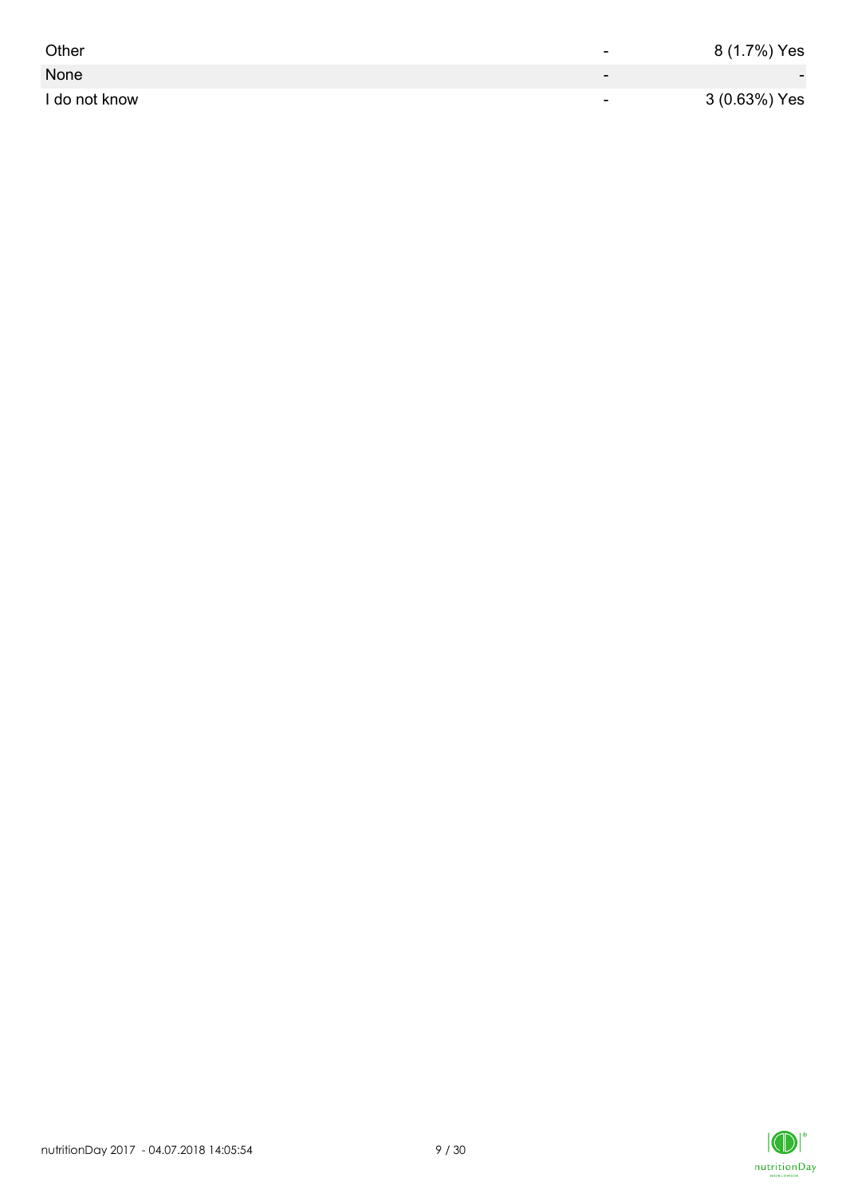| | | |
|---|---|---|
| Other | - | 8 (1.7%) Yes |
| None | - | - |
| I do not know | - | 3 (0.63%) Yes |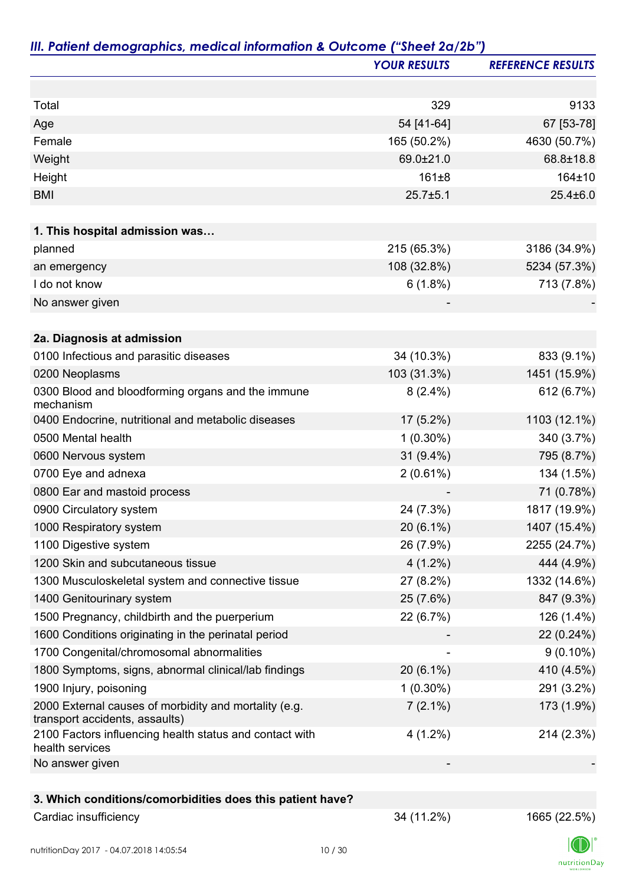## *III. Patient demographics, medical information & Outcome ("Sheet 2a/2b")*

| | *YOUR RESULTS* | *REFERENCE RESULTS* |
|---|---|---|
| | | |
| Total | 329 | 9133 |
| Age | 54 [41-64] | 67 [53-78] |
| Female | 165 (50.2%) | 4630 (50.7%) |
| Weight | 69.0±21.0 | 68.8±18.8 |
| Height | 161±8 | 164±10 |
| BMI | 25.7±5.1 | 25.4±6.0 |
| | | |
| **1. This hospital admission was…** | | |
| planned | 215 (65.3%) | 3186 (34.9%) |
| an emergency | 108 (32.8%) | 5234 (57.3%) |
| I do not know | 6 (1.8%) | 713 (7.8%) |
| No answer given | - | - |
| | | |
| **2a. Diagnosis at admission** | | |
| 0100 Infectious and parasitic diseases | 34 (10.3%) | 833 (9.1%) |
| 0200 Neoplasms | 103 (31.3%) | 1451 (15.9%) |
| 0300 Blood and bloodforming organs and the immune mechanism | 8 (2.4%) | 612 (6.7%) |
| 0400 Endocrine, nutritional and metabolic diseases | 17 (5.2%) | 1103 (12.1%) |
| 0500 Mental health | 1 (0.30%) | 340 (3.7%) |
| 0600 Nervous system | 31 (9.4%) | 795 (8.7%) |
| 0700 Eye and adnexa | 2 (0.61%) | 134 (1.5%) |
| 0800 Ear and mastoid process | - | 71 (0.78%) |
| 0900 Circulatory system | 24 (7.3%) | 1817 (19.9%) |
| 1000 Respiratory system | 20 (6.1%) | 1407 (15.4%) |
| 1100 Digestive system | 26 (7.9%) | 2255 (24.7%) |
| 1200 Skin and subcutaneous tissue | 4 (1.2%) | 444 (4.9%) |
| 1300 Musculoskeletal system and connective tissue | 27 (8.2%) | 1332 (14.6%) |
| 1400 Genitourinary system | 25 (7.6%) | 847 (9.3%) |
| 1500 Pregnancy, childbirth and the puerperium | 22 (6.7%) | 126 (1.4%) |
| 1600 Conditions originating in the perinatal period | - | 22 (0.24%) |
| 1700 Congenital/chromosomal abnormalities | - | 9 (0.10%) |
| 1800 Symptoms, signs, abnormal clinical/lab findings | 20 (6.1%) | 410 (4.5%) |
| 1900 Injury, poisoning | 1 (0.30%) | 291 (3.2%) |
| 2000 External causes of morbidity and mortality (e.g. transport accidents, assaults) | 7 (2.1%) | 173 (1.9%) |
| 2100 Factors influencing health status and contact with health services | 4 (1.2%) | 214 (2.3%) |
| No answer given | - | - |
| | | |
| **3. Which conditions/comorbidities does this patient have?** | | |
| Cardiac insufficiency | 34 (11.2%) | 1665 (22.5%) |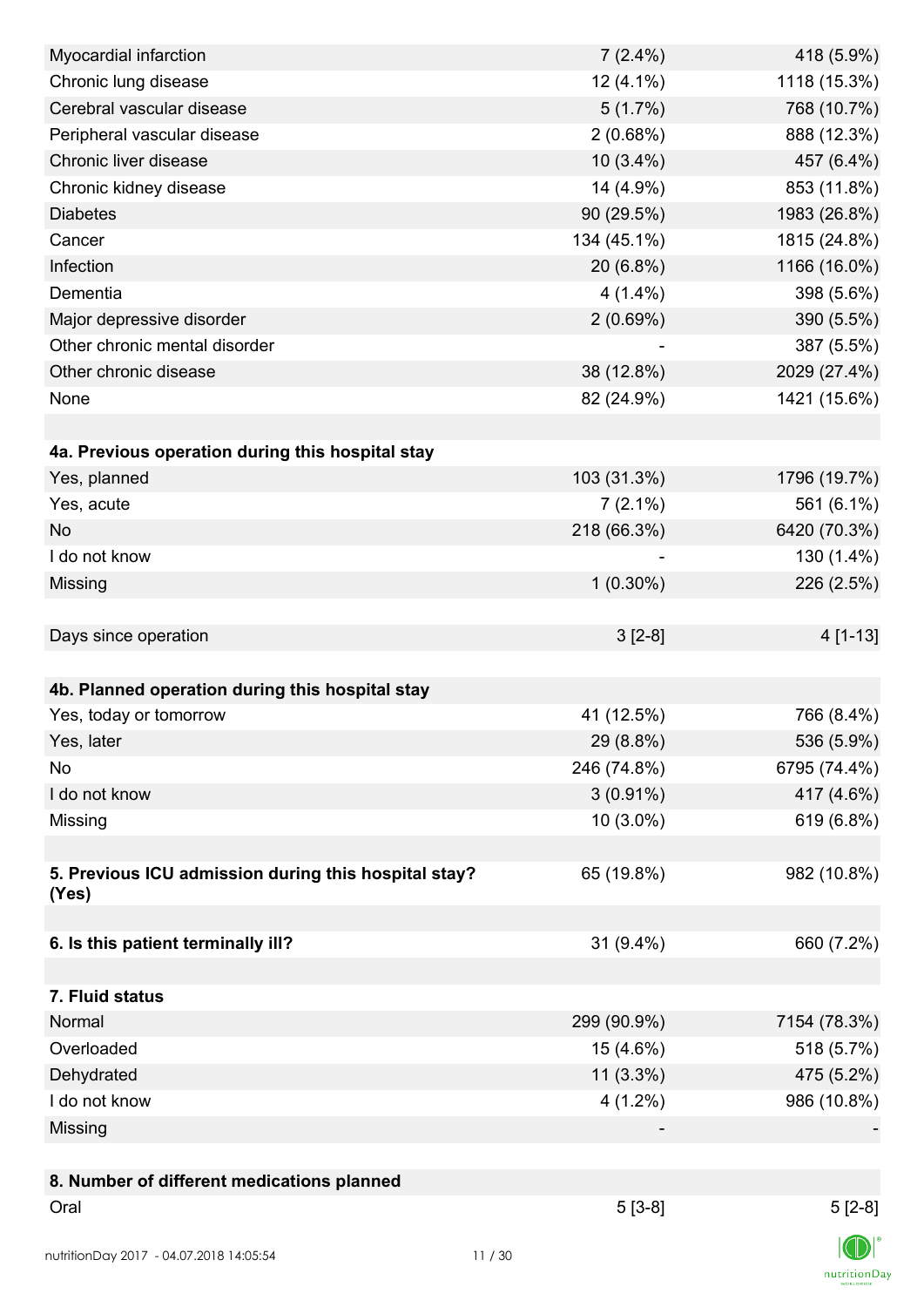| | | |
|---|---|---|
| Myocardial infarction | 7 (2.4%) | 418 (5.9%) |
| Chronic lung disease | 12 (4.1%) | 1118 (15.3%) |
| Cerebral vascular disease | 5 (1.7%) | 768 (10.7%) |
| Peripheral vascular disease | 2 (0.68%) | 888 (12.3%) |
| Chronic liver disease | 10 (3.4%) | 457 (6.4%) |
| Chronic kidney disease | 14 (4.9%) | 853 (11.8%) |
| Diabetes | 90 (29.5%) | 1983 (26.8%) |
| Cancer | 134 (45.1%) | 1815 (24.8%) |
| Infection | 20 (6.8%) | 1166 (16.0%) |
| Dementia | 4 (1.4%) | 398 (5.6%) |
| Major depressive disorder | 2 (0.69%) | 390 (5.5%) |
| Other chronic mental disorder | - | 387 (5.5%) |
| Other chronic disease | 38 (12.8%) | 2029 (27.4%) |
| None | 82 (24.9%) | 1421 (15.6%) |
| | | |
| **4a. Previous operation during this hospital stay** | | |
| Yes, planned | 103 (31.3%) | 1796 (19.7%) |
| Yes, acute | 7 (2.1%) | 561 (6.1%) |
| No | 218 (66.3%) | 6420 (70.3%) |
| I do not know | - | 130 (1.4%) |
| Missing | 1 (0.30%) | 226 (2.5%) |
| | | |
| Days since operation | 3 [2-8] | 4 [1-13] |
| | | |
| **4b. Planned operation during this hospital stay** | | |
| Yes, today or tomorrow | 41 (12.5%) | 766 (8.4%) |
| Yes, later | 29 (8.8%) | 536 (5.9%) |
| No | 246 (74.8%) | 6795 (74.4%) |
| I do not know | 3 (0.91%) | 417 (4.6%) |
| Missing | 10 (3.0%) | 619 (6.8%) |
| | | |
| **5. Previous ICU admission during this hospital stay? (Yes)** | 65 (19.8%) | 982 (10.8%) |
| | | |
| **6. Is this patient terminally ill?** | 31 (9.4%) | 660 (7.2%) |
| | | |
| **7. Fluid status** | | |
| Normal | 299 (90.9%) | 7154 (78.3%) |
| Overloaded | 15 (4.6%) | 518 (5.7%) |
| Dehydrated | 11 (3.3%) | 475 (5.2%) |
| I do not know | 4 (1.2%) | 986 (10.8%) |
| Missing | - | - |
| | | |
| **8. Number of different medications planned** | | |
| Oral | 5 [3-8] | 5 [2-8] |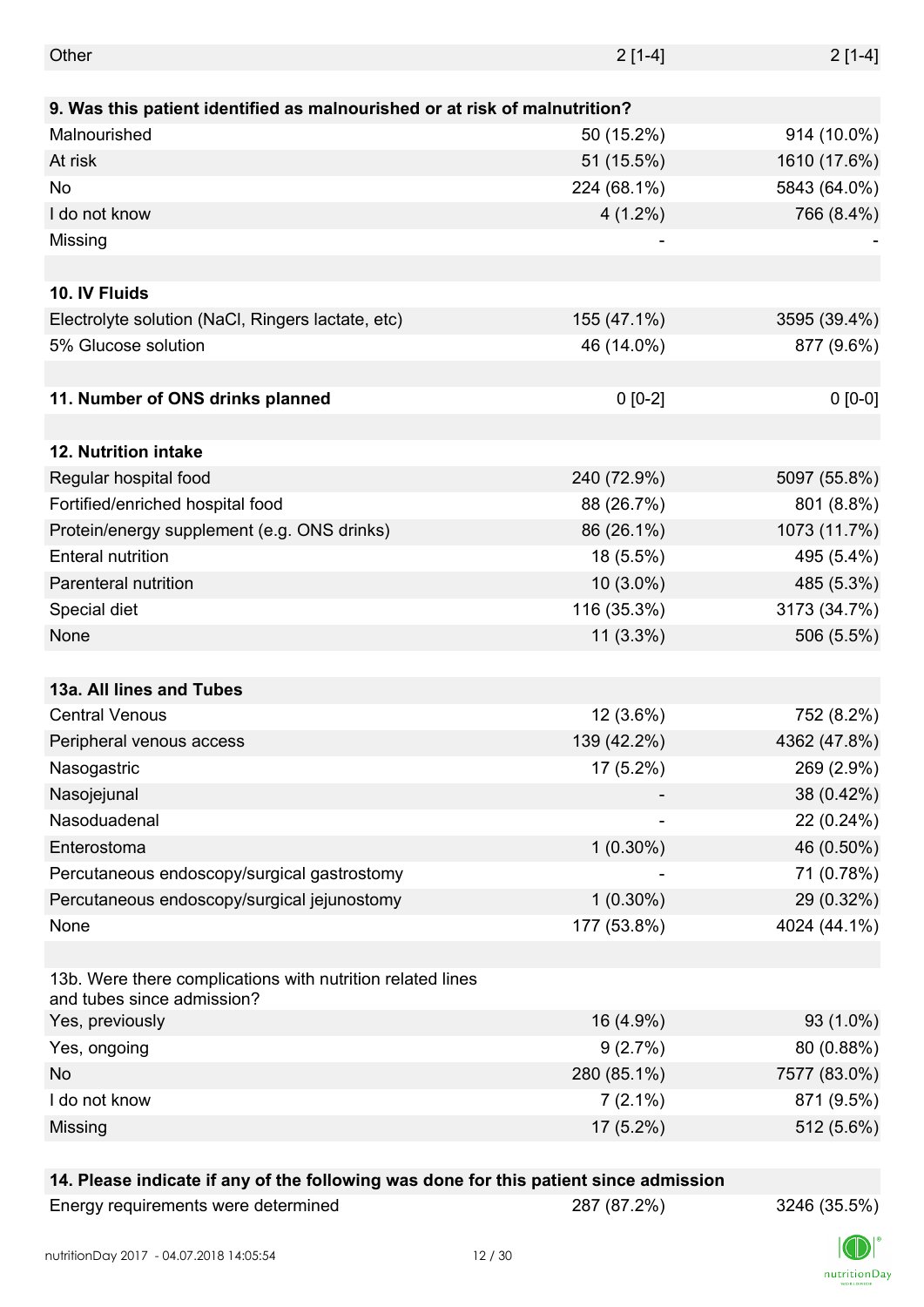| | | |
|---|---|---|
| Other | 2 [1-4] | 2 [1-4] |
| | | |
| **9. Was this patient identified as malnourished or at risk of malnutrition?** | | |
| Malnourished | 50 (15.2%) | 914 (10.0%) |
| At risk | 51 (15.5%) | 1610 (17.6%) |
| No | 224 (68.1%) | 5843 (64.0%) |
| I do not know | 4 (1.2%) | 766 (8.4%) |
| Missing | - | - |
| | | |
| **10. IV Fluids** | | |
| Electrolyte solution (NaCl, Ringers lactate, etc) | 155 (47.1%) | 3595 (39.4%) |
| 5% Glucose solution | 46 (14.0%) | 877 (9.6%) |
| | | |
| **11. Number of ONS drinks planned** | 0 [0-2] | 0 [0-0] |
| | | |
| **12. Nutrition intake** | | |
| Regular hospital food | 240 (72.9%) | 5097 (55.8%) |
| Fortified/enriched hospital food | 88 (26.7%) | 801 (8.8%) |
| Protein/energy supplement (e.g. ONS drinks) | 86 (26.1%) | 1073 (11.7%) |
| Enteral nutrition | 18 (5.5%) | 495 (5.4%) |
| Parenteral nutrition | 10 (3.0%) | 485 (5.3%) |
| Special diet | 116 (35.3%) | 3173 (34.7%) |
| None | 11 (3.3%) | 506 (5.5%) |
| | | |
| **13a. All lines and Tubes** | | |
| Central Venous | 12 (3.6%) | 752 (8.2%) |
| Peripheral venous access | 139 (42.2%) | 4362 (47.8%) |
| Nasogastric | 17 (5.2%) | 269 (2.9%) |
| Nasojejunal | - | 38 (0.42%) |
| Nasoduadenal | - | 22 (0.24%) |
| Enterostoma | 1 (0.30%) | 46 (0.50%) |
| Percutaneous endoscopy/surgical gastrostomy | - | 71 (0.78%) |
| Percutaneous endoscopy/surgical jejunostomy | 1 (0.30%) | 29 (0.32%) |
| None | 177 (53.8%) | 4024 (44.1%) |
| | | |
| 13b. Were there complications with nutrition related lines and tubes since admission? | | |
| Yes, previously | 16 (4.9%) | 93 (1.0%) |
| Yes, ongoing | 9 (2.7%) | 80 (0.88%) |
| No | 280 (85.1%) | 7577 (83.0%) |
| I do not know | 7 (2.1%) | 871 (9.5%) |
| Missing | 17 (5.2%) | 512 (5.6%) |
| | | |
| **14. Please indicate if any of the following was done for this patient since admission** | | |
| Energy requirements were determined | 287 (87.2%) | 3246 (35.5%) |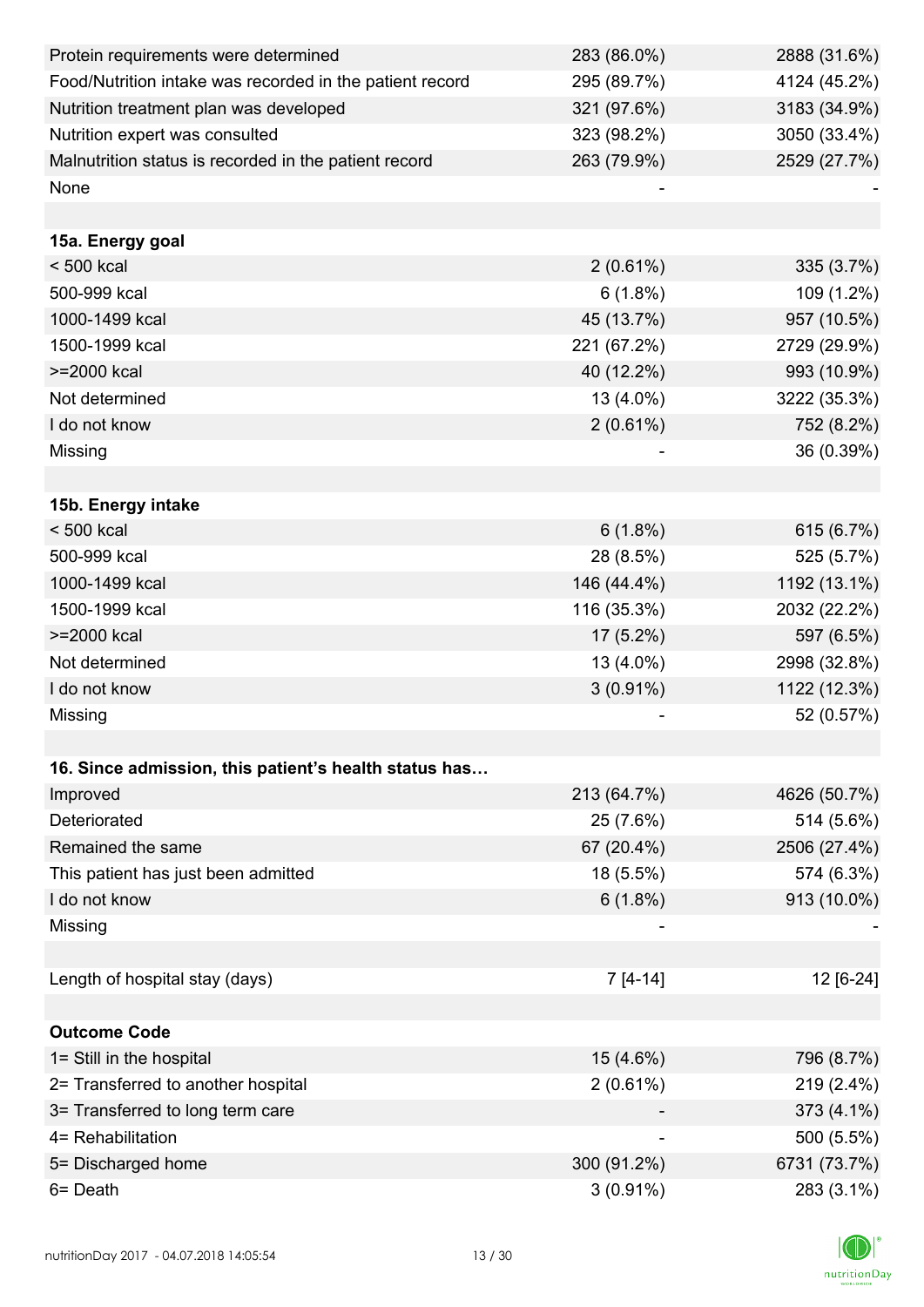| | | |
|---|---|---|
| Protein requirements were determined | 283 (86.0%) | 2888 (31.6%) |
| Food/Nutrition intake was recorded in the patient record | 295 (89.7%) | 4124 (45.2%) |
| Nutrition treatment plan was developed | 321 (97.6%) | 3183 (34.9%) |
| Nutrition expert was consulted | 323 (98.2%) | 3050 (33.4%) |
| Malnutrition status is recorded in the patient record | 263 (79.9%) | 2529 (27.7%) |
| None | - | - |
| | | |
| **15a. Energy goal** | | |
| < 500 kcal | 2 (0.61%) | 335 (3.7%) |
| 500-999 kcal | 6 (1.8%) | 109 (1.2%) |
| 1000-1499 kcal | 45 (13.7%) | 957 (10.5%) |
| 1500-1999 kcal | 221 (67.2%) | 2729 (29.9%) |
| >=2000 kcal | 40 (12.2%) | 993 (10.9%) |
| Not determined | 13 (4.0%) | 3222 (35.3%) |
| I do not know | 2 (0.61%) | 752 (8.2%) |
| Missing | - | 36 (0.39%) |
| | | |
| **15b. Energy intake** | | |
| < 500 kcal | 6 (1.8%) | 615 (6.7%) |
| 500-999 kcal | 28 (8.5%) | 525 (5.7%) |
| 1000-1499 kcal | 146 (44.4%) | 1192 (13.1%) |
| 1500-1999 kcal | 116 (35.3%) | 2032 (22.2%) |
| >=2000 kcal | 17 (5.2%) | 597 (6.5%) |
| Not determined | 13 (4.0%) | 2998 (32.8%) |
| I do not know | 3 (0.91%) | 1122 (12.3%) |
| Missing | - | 52 (0.57%) |
| | | |
| **16. Since admission, this patient's health status has…** | | |
| Improved | 213 (64.7%) | 4626 (50.7%) |
| Deteriorated | 25 (7.6%) | 514 (5.6%) |
| Remained the same | 67 (20.4%) | 2506 (27.4%) |
| This patient has just been admitted | 18 (5.5%) | 574 (6.3%) |
| I do not know | 6 (1.8%) | 913 (10.0%) |
| Missing | - | - |
| | | |
| Length of hospital stay (days) | 7 [4-14] | 12 [6-24] |
| | | |
| **Outcome Code** | | |
| 1= Still in the hospital | 15 (4.6%) | 796 (8.7%) |
| 2= Transferred to another hospital | 2 (0.61%) | 219 (2.4%) |
| 3= Transferred to long term care | - | 373 (4.1%) |
| 4= Rehabilitation | - | 500 (5.5%) |
| 5= Discharged home | 300 (91.2%) | 6731 (73.7%) |
| 6= Death | 3 (0.91%) | 283 (3.1%) |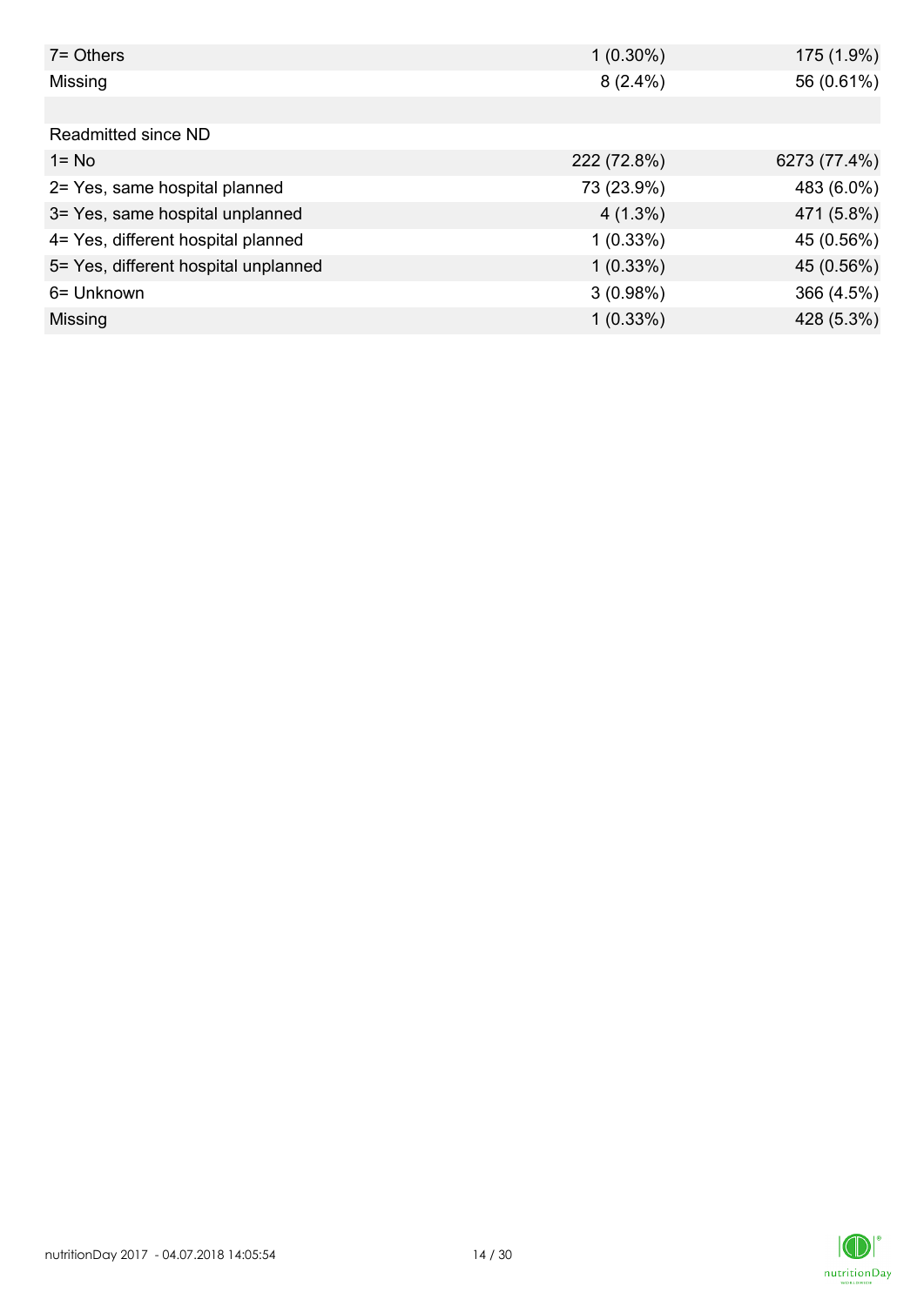| | | |
|---|---|---|
| 7= Others | 1 (0.30%) | 175 (1.9%) |
| Missing | 8 (2.4%) | 56 (0.61%) |
| | | |
| Readmitted since ND | | |
| 1= No | 222 (72.8%) | 6273 (77.4%) |
| 2= Yes, same hospital planned | 73 (23.9%) | 483 (6.0%) |
| 3= Yes, same hospital unplanned | 4 (1.3%) | 471 (5.8%) |
| 4= Yes, different hospital planned | 1 (0.33%) | 45 (0.56%) |
| 5= Yes, different hospital unplanned | 1 (0.33%) | 45 (0.56%) |
| 6= Unknown | 3 (0.98%) | 366 (4.5%) |
| Missing | 1 (0.33%) | 428 (5.3%) |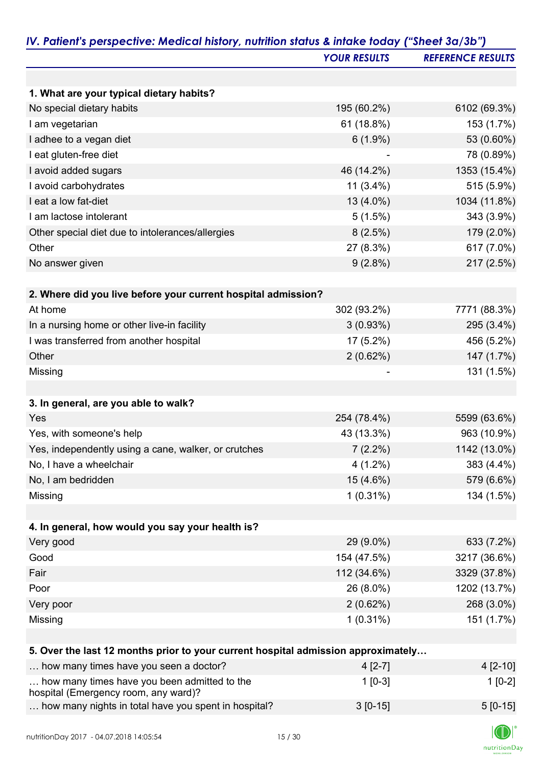## IV. Patient's perspective: Medical history, nutrition status & intake today ("Sheet 3a/3b")

| | YOUR RESULTS | REFERENCE RESULTS |
|---|---|---|
| **1. What are your typical dietary habits?** | | |
| No special dietary habits | 195 (60.2%) | 6102 (69.3%) |
| I am vegetarian | 61 (18.8%) | 153 (1.7%) |
| I adhee to a vegan diet | 6 (1.9%) | 53 (0.60%) |
| I eat gluten-free diet | - | 78 (0.89%) |
| I avoid added sugars | 46 (14.2%) | 1353 (15.4%) |
| I avoid carbohydrates | 11 (3.4%) | 515 (5.9%) |
| I eat a low fat-diet | 13 (4.0%) | 1034 (11.8%) |
| I am lactose intolerant | 5 (1.5%) | 343 (3.9%) |
| Other special diet due to intolerances/allergies | 8 (2.5%) | 179 (2.0%) |
| Other | 27 (8.3%) | 617 (7.0%) |
| No answer given | 9 (2.8%) | 217 (2.5%) |
| **2. Where did you live before your current hospital admission?** | | |
| At home | 302 (93.2%) | 7771 (88.3%) |
| In a nursing home or other live-in facility | 3 (0.93%) | 295 (3.4%) |
| I was transferred from another hospital | 17 (5.2%) | 456 (5.2%) |
| Other | 2 (0.62%) | 147 (1.7%) |
| Missing | - | 131 (1.5%) |
| **3. In general, are you able to walk?** | | |
| Yes | 254 (78.4%) | 5599 (63.6%) |
| Yes, with someone's help | 43 (13.3%) | 963 (10.9%) |
| Yes, independently using a cane, walker, or crutches | 7 (2.2%) | 1142 (13.0%) |
| No, I have a wheelchair | 4 (1.2%) | 383 (4.4%) |
| No, I am bedridden | 15 (4.6%) | 579 (6.6%) |
| Missing | 1 (0.31%) | 134 (1.5%) |
| **4. In general, how would you say your health is?** | | |
| Very good | 29 (9.0%) | 633 (7.2%) |
| Good | 154 (47.5%) | 3217 (36.6%) |
| Fair | 112 (34.6%) | 3329 (37.8%) |
| Poor | 26 (8.0%) | 1202 (13.7%) |
| Very poor | 2 (0.62%) | 268 (3.0%) |
| Missing | 1 (0.31%) | 151 (1.7%) |
| **5. Over the last 12 months prior to your current hospital admission approximately…** | | |
| … how many times have you seen a doctor? | 4 [2-7] | 4 [2-10] |
| … how many times have you been admitted to the hospital (Emergency room, any ward)? | 1 [0-3] | 1 [0-2] |
| … how many nights in total have you spent in hospital? | 3 [0-15] | 5 [0-15] |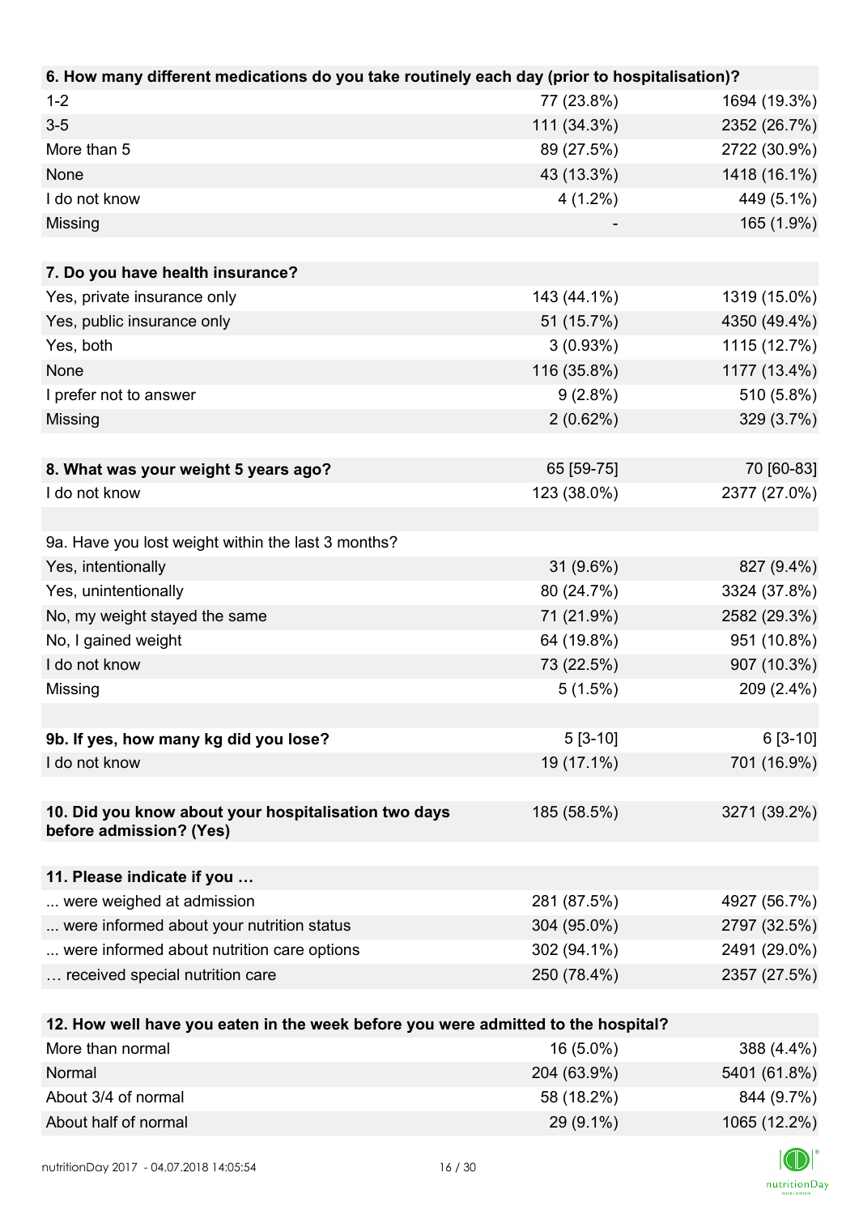| 6. How many different medications do you take routinely each day (prior to hospitalisation)? | | |
|---|---|---|
| 1-2 | 77 (23.8%) | 1694 (19.3%) |
| 3-5 | 111 (34.3%) | 2352 (26.7%) |
| More than 5 | 89 (27.5%) | 2722 (30.9%) |
| None | 43 (13.3%) | 1418 (16.1%) |
| I do not know | 4 (1.2%) | 449 (5.1%) |
| Missing | - | 165 (1.9%) |

| 7. Do you have health insurance? | | |
|---|---|---|
| Yes, private insurance only | 143 (44.1%) | 1319 (15.0%) |
| Yes, public insurance only | 51 (15.7%) | 4350 (49.4%) |
| Yes, both | 3 (0.93%) | 1115 (12.7%) |
| None | 116 (35.8%) | 1177 (13.4%) |
| I prefer not to answer | 9 (2.8%) | 510 (5.8%) |
| Missing | 2 (0.62%) | 329 (3.7%) |

| 8. What was your weight 5 years ago? | 65 [59-75] | 70 [60-83] |
|---|---|---|
| I do not know | 123 (38.0%) | 2377 (27.0%) |

| 9a. Have you lost weight within the last 3 months? | | |
|---|---|---|
| Yes, intentionally | 31 (9.6%) | 827 (9.4%) |
| Yes, unintentionally | 80 (24.7%) | 3324 (37.8%) |
| No, my weight stayed the same | 71 (21.9%) | 2582 (29.3%) |
| No, I gained weight | 64 (19.8%) | 951 (10.8%) |
| I do not know | 73 (22.5%) | 907 (10.3%) |
| Missing | 5 (1.5%) | 209 (2.4%) |

| 9b. If yes, how many kg did you lose? | 5 [3-10] | 6 [3-10] |
|---|---|---|
| I do not know | 19 (17.1%) | 701 (16.9%) |

| 10. Did you know about your hospitalisation two days before admission? (Yes) | 185 (58.5%) | 3271 (39.2%) |
|---|---|---|

| 11. Please indicate if you … | | |
|---|---|---|
| ... were weighed at admission | 281 (87.5%) | 4927 (56.7%) |
| ... were informed about your nutrition status | 304 (95.0%) | 2797 (32.5%) |
| ... were informed about nutrition care options | 302 (94.1%) | 2491 (29.0%) |
| … received special nutrition care | 250 (78.4%) | 2357 (27.5%) |

| 12. How well have you eaten in the week before you were admitted to the hospital? | | |
|---|---|---|
| More than normal | 16 (5.0%) | 388 (4.4%) |
| Normal | 204 (63.9%) | 5401 (61.8%) |
| About 3/4 of normal | 58 (18.2%) | 844 (9.7%) |
| About half of normal | 29 (9.1%) | 1065 (12.2%) |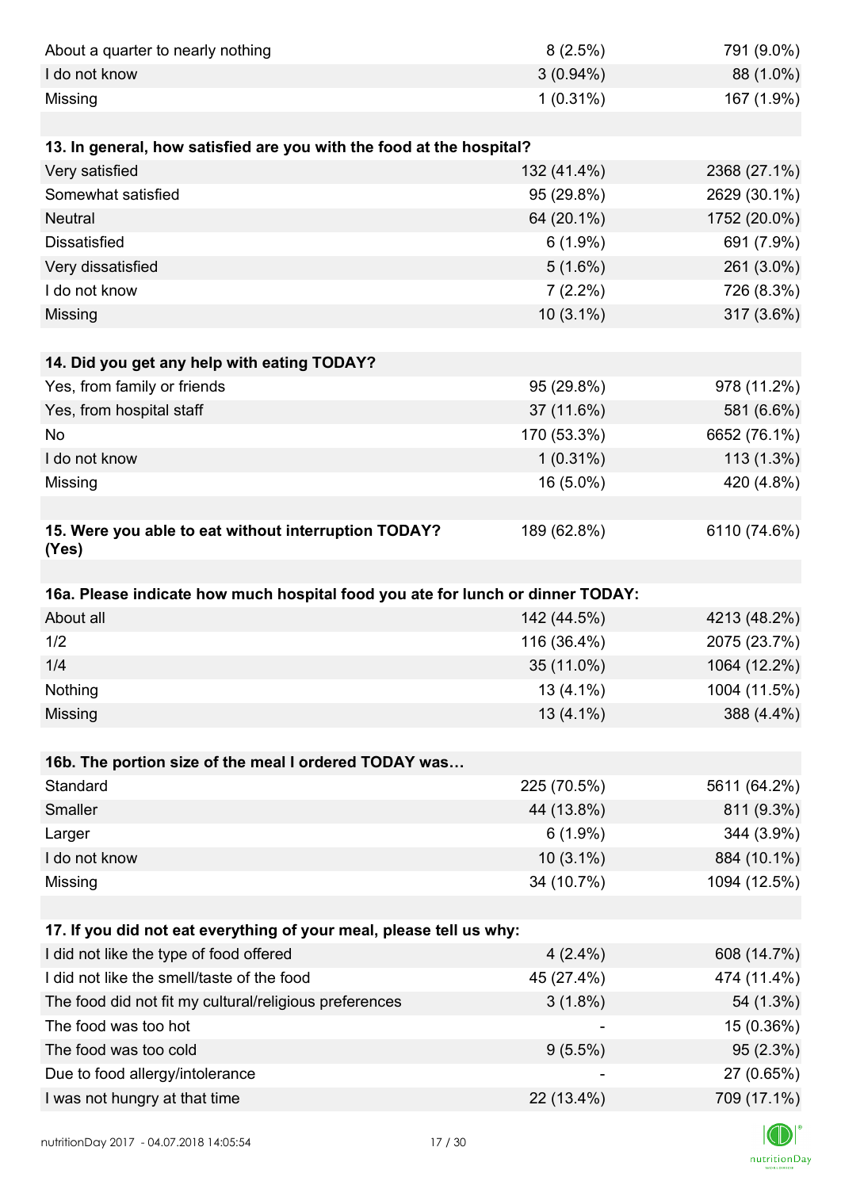| | | |
|---|---|---|
| About a quarter to nearly nothing | 8 (2.5%) | 791 (9.0%) |
| I do not know | 3 (0.94%) | 88 (1.0%) |
| Missing | 1 (0.31%) | 167 (1.9%) |
| | | |
| **13. In general, how satisfied are you with the food at the hospital?** | | |
| Very satisfied | 132 (41.4%) | 2368 (27.1%) |
| Somewhat satisfied | 95 (29.8%) | 2629 (30.1%) |
| Neutral | 64 (20.1%) | 1752 (20.0%) |
| Dissatisfied | 6 (1.9%) | 691 (7.9%) |
| Very dissatisfied | 5 (1.6%) | 261 (3.0%) |
| I do not know | 7 (2.2%) | 726 (8.3%) |
| Missing | 10 (3.1%) | 317 (3.6%) |
| | | |
| **14. Did you get any help with eating TODAY?** | | |
| Yes, from family or friends | 95 (29.8%) | 978 (11.2%) |
| Yes, from hospital staff | 37 (11.6%) | 581 (6.6%) |
| No | 170 (53.3%) | 6652 (76.1%) |
| I do not know | 1 (0.31%) | 113 (1.3%) |
| Missing | 16 (5.0%) | 420 (4.8%) |
| | | |
| **15. Were you able to eat without interruption TODAY? (Yes)** | 189 (62.8%) | 6110 (74.6%) |
| | | |
| **16a. Please indicate how much hospital food you ate for lunch or dinner TODAY:** | | |
| About all | 142 (44.5%) | 4213 (48.2%) |
| 1/2 | 116 (36.4%) | 2075 (23.7%) |
| 1/4 | 35 (11.0%) | 1064 (12.2%) |
| Nothing | 13 (4.1%) | 1004 (11.5%) |
| Missing | 13 (4.1%) | 388 (4.4%) |
| | | |
| **16b. The portion size of the meal I ordered TODAY was…** | | |
| Standard | 225 (70.5%) | 5611 (64.2%) |
| Smaller | 44 (13.8%) | 811 (9.3%) |
| Larger | 6 (1.9%) | 344 (3.9%) |
| I do not know | 10 (3.1%) | 884 (10.1%) |
| Missing | 34 (10.7%) | 1094 (12.5%) |
| | | |
| **17. If you did not eat everything of your meal, please tell us why:** | | |
| I did not like the type of food offered | 4 (2.4%) | 608 (14.7%) |
| I did not like the smell/taste of the food | 45 (27.4%) | 474 (11.4%) |
| The food did not fit my cultural/religious preferences | 3 (1.8%) | 54 (1.3%) |
| The food was too hot | - | 15 (0.36%) |
| The food was too cold | 9 (5.5%) | 95 (2.3%) |
| Due to food allergy/intolerance | - | 27 (0.65%) |
| I was not hungry at that time | 22 (13.4%) | 709 (17.1%) |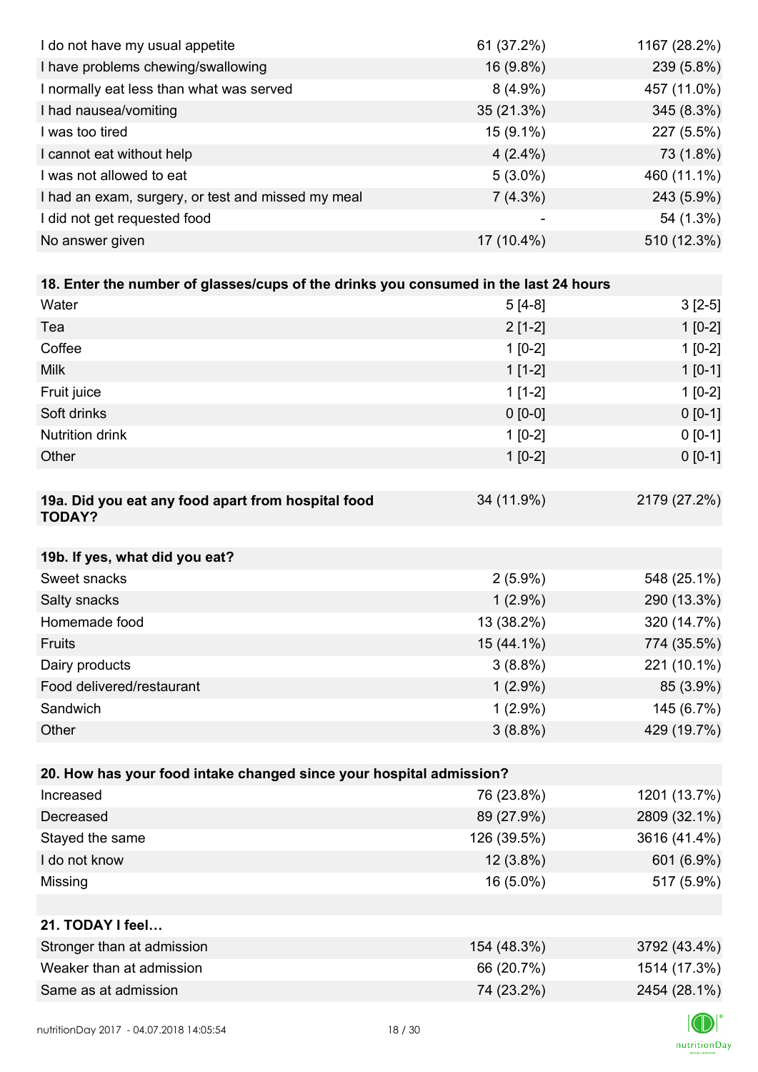| | | |
|---|---|---|
| I do not have my usual appetite | 61 (37.2%) | 1167 (28.2%) |
| I have problems chewing/swallowing | 16 (9.8%) | 239 (5.8%) |
| I normally eat less than what was served | 8 (4.9%) | 457 (11.0%) |
| I had nausea/vomiting | 35 (21.3%) | 345 (8.3%) |
| I was too tired | 15 (9.1%) | 227 (5.5%) |
| I cannot eat without help | 4 (2.4%) | 73 (1.8%) |
| I was not allowed to eat | 5 (3.0%) | 460 (11.1%) |
| I had an exam, surgery, or test and missed my meal | 7 (4.3%) | 243 (5.9%) |
| I did not get requested food | - | 54 (1.3%) |
| No answer given | 17 (10.4%) | 510 (12.3%) |

| **18. Enter the number of glasses/cups of the drinks you consumed in the last 24 hours** | | |
|---|---|---|
| Water | 5 [4-8] | 3 [2-5] |
| Tea | 2 [1-2] | 1 [0-2] |
| Coffee | 1 [0-2] | 1 [0-2] |
| Milk | 1 [1-2] | 1 [0-1] |
| Fruit juice | 1 [1-2] | 1 [0-2] |
| Soft drinks | 0 [0-0] | 0 [0-1] |
| Nutrition drink | 1 [0-2] | 0 [0-1] |
| Other | 1 [0-2] | 0 [0-1] |

| **19a. Did you eat any food apart from hospital food TODAY?** | 34 (11.9%) | 2179 (27.2%) |
|---|---|---|

| **19b. If yes, what did you eat?** | | |
|---|---|---|
| Sweet snacks | 2 (5.9%) | 548 (25.1%) |
| Salty snacks | 1 (2.9%) | 290 (13.3%) |
| Homemade food | 13 (38.2%) | 320 (14.7%) |
| Fruits | 15 (44.1%) | 774 (35.5%) |
| Dairy products | 3 (8.8%) | 221 (10.1%) |
| Food delivered/restaurant | 1 (2.9%) | 85 (3.9%) |
| Sandwich | 1 (2.9%) | 145 (6.7%) |
| Other | 3 (8.8%) | 429 (19.7%) |

| **20. How has your food intake changed since your hospital admission?** | | |
|---|---|---|
| Increased | 76 (23.8%) | 1201 (13.7%) |
| Decreased | 89 (27.9%) | 2809 (32.1%) |
| Stayed the same | 126 (39.5%) | 3616 (41.4%) |
| I do not know | 12 (3.8%) | 601 (6.9%) |
| Missing | 16 (5.0%) | 517 (5.9%) |

| **21. TODAY I feel…** | | |
|---|---|---|
| Stronger than at admission | 154 (48.3%) | 3792 (43.4%) |
| Weaker than at admission | 66 (20.7%) | 1514 (17.3%) |
| Same as at admission | 74 (23.2%) | 2454 (28.1%) |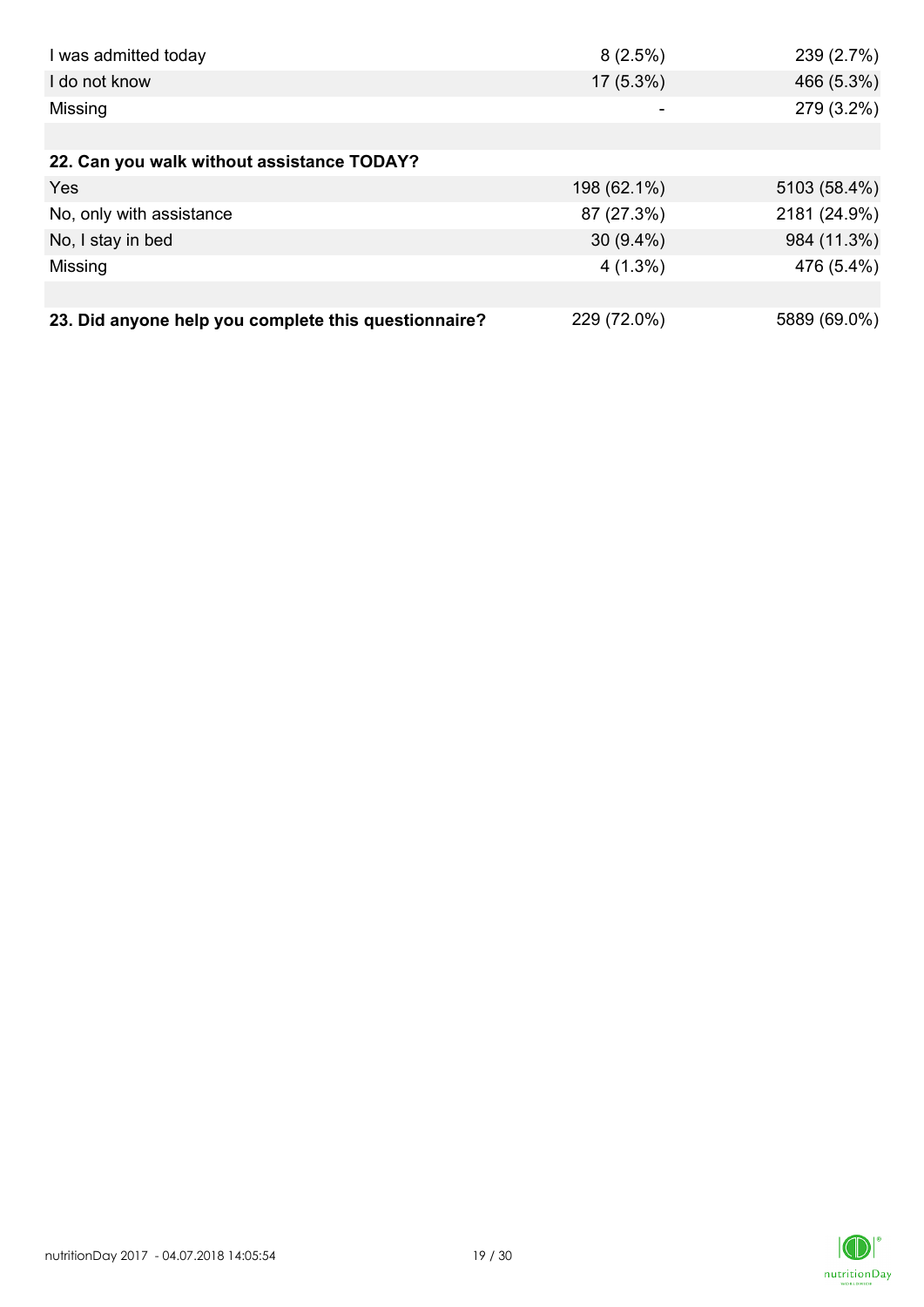| | | |
|---|---|---|
| I was admitted today | 8 (2.5%) | 239 (2.7%) |
| I do not know | 17 (5.3%) | 466 (5.3%) |
| Missing | - | 279 (3.2%) |
| | | |
| **22. Can you walk without assistance TODAY?** | | |
| Yes | 198 (62.1%) | 5103 (58.4%) |
| No, only with assistance | 87 (27.3%) | 2181 (24.9%) |
| No, I stay in bed | 30 (9.4%) | 984 (11.3%) |
| Missing | 4 (1.3%) | 476 (5.4%) |
| | | |
| **23. Did anyone help you complete this questionnaire?** | 229 (72.0%) | 5889 (69.0%) |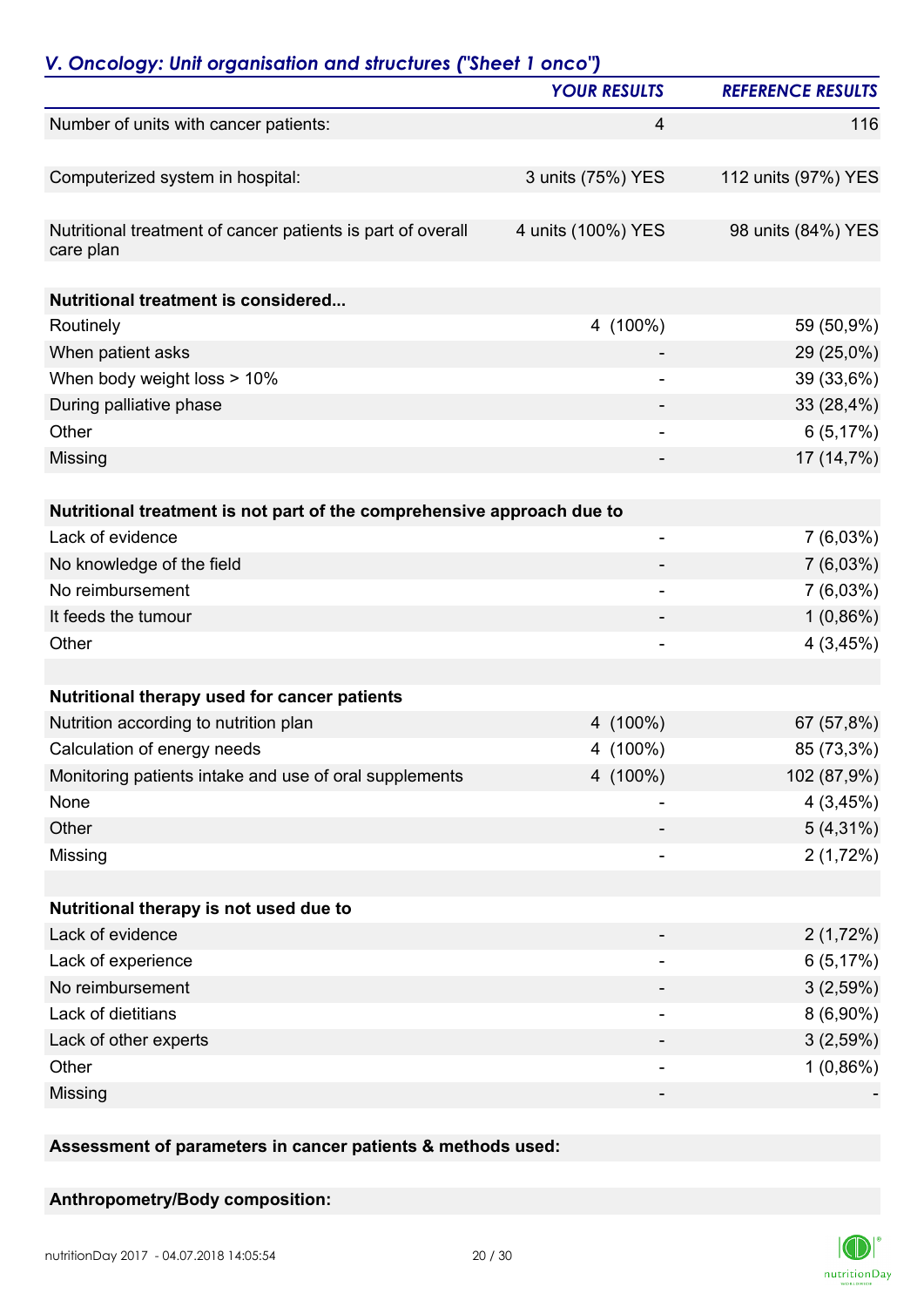## *V. Oncology: Unit organisation and structures ("Sheet 1 onco")*

| | YOUR RESULTS | REFERENCE RESULTS |
|---|---|---|
| Number of units with cancer patients: | 4 | 116 |
| Computerized system in hospital: | 3 units (75%) YES | 112 units (97%) YES |
| Nutritional treatment of cancer patients is part of overall care plan | 4 units (100%) YES | 98 units (84%) YES |
| **Nutritional treatment is considered...** | | |
| Routinely | 4 (100%) | 59 (50,9%) |
| When patient asks | - | 29 (25,0%) |
| When body weight loss > 10% | - | 39 (33,6%) |
| During palliative phase | - | 33 (28,4%) |
| Other | - | 6 (5,17%) |
| Missing | - | 17 (14,7%) |
| **Nutritional treatment is not part of the comprehensive approach due to** | | |
| Lack of evidence | - | 7 (6,03%) |
| No knowledge of the field | - | 7 (6,03%) |
| No reimbursement | - | 7 (6,03%) |
| It feeds the tumour | - | 1 (0,86%) |
| Other | - | 4 (3,45%) |
| **Nutritional therapy used for cancer patients** | | |
| Nutrition according to nutrition plan | 4 (100%) | 67 (57,8%) |
| Calculation of energy needs | 4 (100%) | 85 (73,3%) |
| Monitoring patients intake and use of oral supplements | 4 (100%) | 102 (87,9%) |
| None | - | 4 (3,45%) |
| Other | - | 5 (4,31%) |
| Missing | - | 2 (1,72%) |
| **Nutritional therapy is not used due to** | | |
| Lack of evidence | - | 2 (1,72%) |
| Lack of experience | - | 6 (5,17%) |
| No reimbursement | - | 3 (2,59%) |
| Lack of dietitians | - | 8 (6,90%) |
| Lack of other experts | - | 3 (2,59%) |
| Other | - | 1 (0,86%) |
| Missing | - | - |

**Assessment of parameters in cancer patients & methods used:**

**Anthropometry/Body composition:**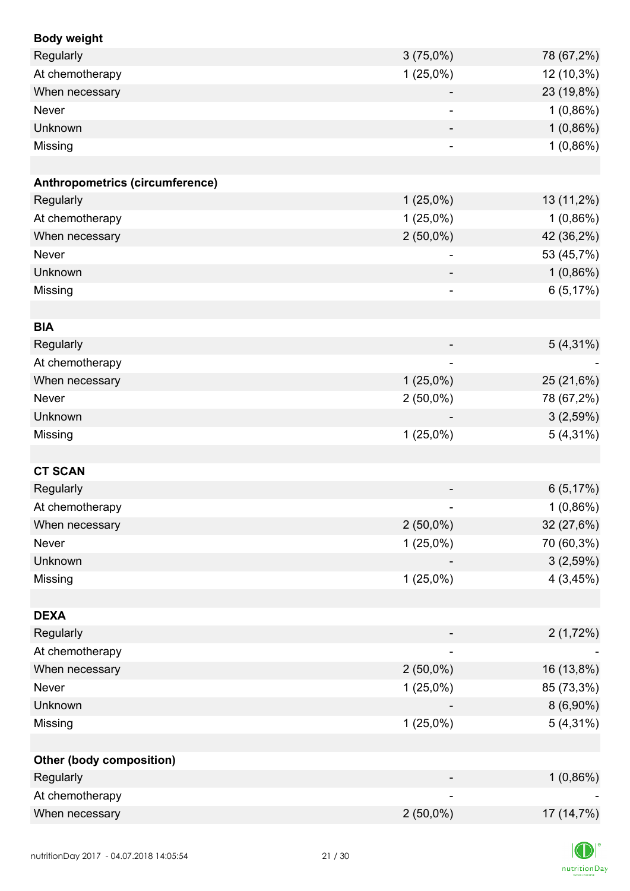| | | |
|---|---|---|
| **Body weight** | | |
| Regularly | 3 (75,0%) | 78 (67,2%) |
| At chemotherapy | 1 (25,0%) | 12 (10,3%) |
| When necessary | - | 23 (19,8%) |
| Never | - | 1 (0,86%) |
| Unknown | - | 1 (0,86%) |
| Missing | - | 1 (0,86%) |
| | | |
| **Anthropometrics (circumference)** | | |
| Regularly | 1 (25,0%) | 13 (11,2%) |
| At chemotherapy | 1 (25,0%) | 1 (0,86%) |
| When necessary | 2 (50,0%) | 42 (36,2%) |
| Never | - | 53 (45,7%) |
| Unknown | - | 1 (0,86%) |
| Missing | - | 6 (5,17%) |
| | | |
| **BIA** | | |
| Regularly | - | 5 (4,31%) |
| At chemotherapy | - | - |
| When necessary | 1 (25,0%) | 25 (21,6%) |
| Never | 2 (50,0%) | 78 (67,2%) |
| Unknown | - | 3 (2,59%) |
| Missing | 1 (25,0%) | 5 (4,31%) |
| | | |
| **CT SCAN** | | |
| Regularly | - | 6 (5,17%) |
| At chemotherapy | - | 1 (0,86%) |
| When necessary | 2 (50,0%) | 32 (27,6%) |
| Never | 1 (25,0%) | 70 (60,3%) |
| Unknown | - | 3 (2,59%) |
| Missing | 1 (25,0%) | 4 (3,45%) |
| | | |
| **DEXA** | | |
| Regularly | - | 2 (1,72%) |
| At chemotherapy | - | - |
| When necessary | 2 (50,0%) | 16 (13,8%) |
| Never | 1 (25,0%) | 85 (73,3%) |
| Unknown | - | 8 (6,90%) |
| Missing | 1 (25,0%) | 5 (4,31%) |
| | | |
| **Other (body composition)** | | |
| Regularly | - | 1 (0,86%) |
| At chemotherapy | - | - |
| When necessary | 2 (50,0%) | 17 (14,7%) |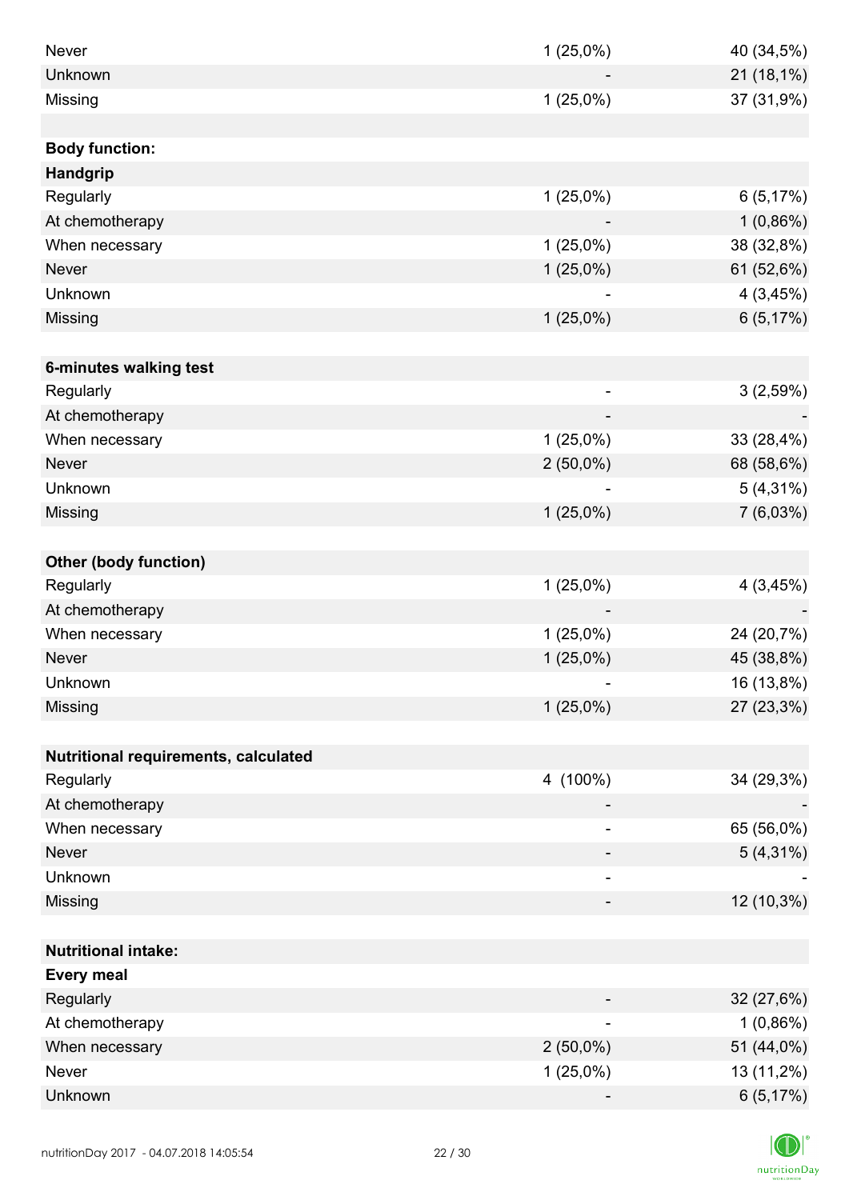| | | |
|---|---|---|
| Never | 1 (25,0%) | 40 (34,5%) |
| Unknown | - | 21 (18,1%) |
| Missing | 1 (25,0%) | 37 (31,9%) |
| | | |
| **Body function:** | | |
| **Handgrip** | | |
| Regularly | 1 (25,0%) | 6 (5,17%) |
| At chemotherapy | - | 1 (0,86%) |
| When necessary | 1 (25,0%) | 38 (32,8%) |
| Never | 1 (25,0%) | 61 (52,6%) |
| Unknown | - | 4 (3,45%) |
| Missing | 1 (25,0%) | 6 (5,17%) |
| | | |
| **6-minutes walking test** | | |
| Regularly | - | 3 (2,59%) |
| At chemotherapy | - | - |
| When necessary | 1 (25,0%) | 33 (28,4%) |
| Never | 2 (50,0%) | 68 (58,6%) |
| Unknown | - | 5 (4,31%) |
| Missing | 1 (25,0%) | 7 (6,03%) |
| | | |
| **Other (body function)** | | |
| Regularly | 1 (25,0%) | 4 (3,45%) |
| At chemotherapy | - | - |
| When necessary | 1 (25,0%) | 24 (20,7%) |
| Never | 1 (25,0%) | 45 (38,8%) |
| Unknown | - | 16 (13,8%) |
| Missing | 1 (25,0%) | 27 (23,3%) |
| | | |
| **Nutritional requirements, calculated** | | |
| Regularly | 4 (100%) | 34 (29,3%) |
| At chemotherapy | - | - |
| When necessary | - | 65 (56,0%) |
| Never | - | 5 (4,31%) |
| Unknown | - | - |
| Missing | - | 12 (10,3%) |
| | | |
| **Nutritional intake:** | | |
| **Every meal** | | |
| Regularly | - | 32 (27,6%) |
| At chemotherapy | - | 1 (0,86%) |
| When necessary | 2 (50,0%) | 51 (44,0%) |
| Never | 1 (25,0%) | 13 (11,2%) |
| Unknown | - | 6 (5,17%) |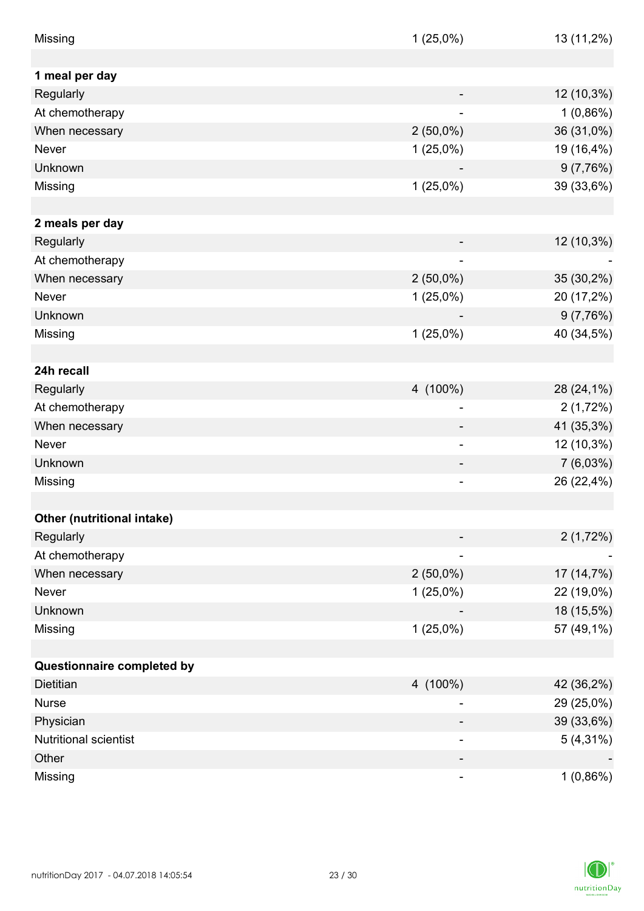| | | |
|---|---|---|
| Missing | 1 (25,0%) | 13 (11,2%) |
| | | |
| **1 meal per day** | | |
| Regularly | - | 12 (10,3%) |
| At chemotherapy | - | 1 (0,86%) |
| When necessary | 2 (50,0%) | 36 (31,0%) |
| Never | 1 (25,0%) | 19 (16,4%) |
| Unknown | - | 9 (7,76%) |
| Missing | 1 (25,0%) | 39 (33,6%) |
| | | |
| **2 meals per day** | | |
| Regularly | - | 12 (10,3%) |
| At chemotherapy | - | - |
| When necessary | 2 (50,0%) | 35 (30,2%) |
| Never | 1 (25,0%) | 20 (17,2%) |
| Unknown | - | 9 (7,76%) |
| Missing | 1 (25,0%) | 40 (34,5%) |
| | | |
| **24h recall** | | |
| Regularly | 4 (100%) | 28 (24,1%) |
| At chemotherapy | - | 2 (1,72%) |
| When necessary | - | 41 (35,3%) |
| Never | - | 12 (10,3%) |
| Unknown | - | 7 (6,03%) |
| Missing | - | 26 (22,4%) |
| | | |
| **Other (nutritional intake)** | | |
| Regularly | - | 2 (1,72%) |
| At chemotherapy | - | - |
| When necessary | 2 (50,0%) | 17 (14,7%) |
| Never | 1 (25,0%) | 22 (19,0%) |
| Unknown | - | 18 (15,5%) |
| Missing | 1 (25,0%) | 57 (49,1%) |
| | | |
| **Questionnaire completed by** | | |
| Dietitian | 4 (100%) | 42 (36,2%) |
| Nurse | - | 29 (25,0%) |
| Physician | - | 39 (33,6%) |
| Nutritional scientist | - | 5 (4,31%) |
| Other | - | - |
| Missing | - | 1 (0,86%) |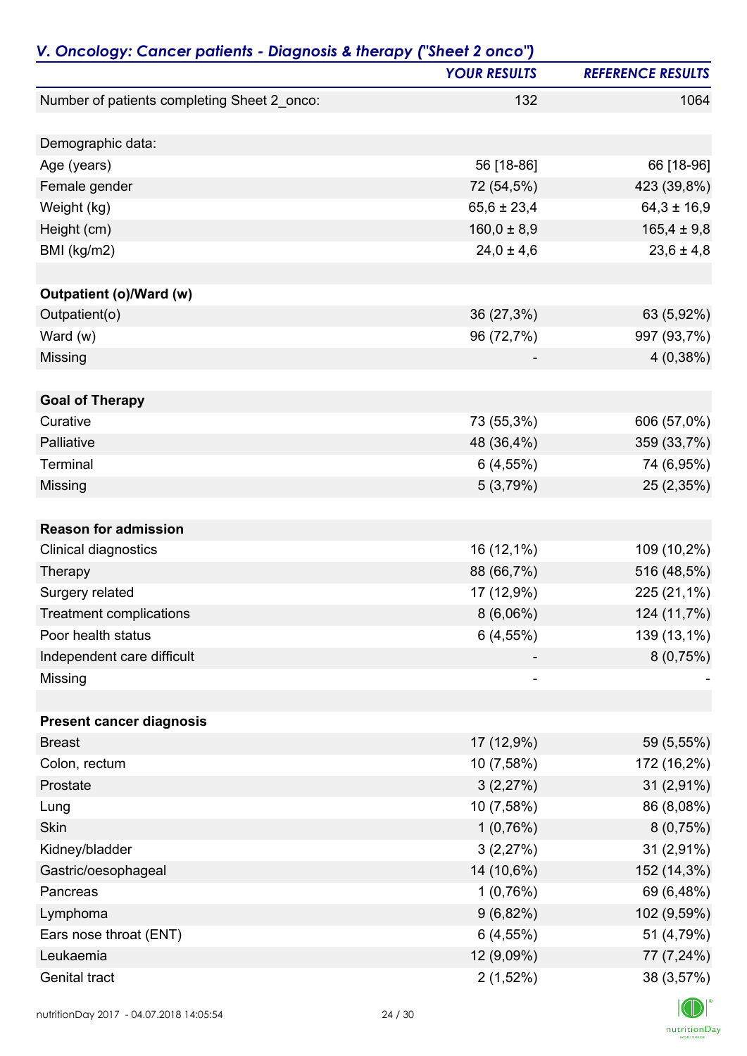## *V. Oncology: Cancer patients - Diagnosis & therapy ("Sheet 2 onco")*

| | *YOUR RESULTS* | *REFERENCE RESULTS* |
|---|---|---|
| Number of patients completing Sheet 2_onco: | 132 | 1064 |
| | | |
| Demographic data: | | |
| Age (years) | 56 [18-86] | 66 [18-96] |
| Female gender | 72 (54,5%) | 423 (39,8%) |
| Weight (kg) | 65,6 ± 23,4 | 64,3 ± 16,9 |
| Height (cm) | 160,0 ± 8,9 | 165,4 ± 9,8 |
| BMI (kg/m2) | 24,0 ± 4,6 | 23,6 ± 4,8 |
| | | |
| **Outpatient (o)/Ward (w)** | | |
| Outpatient(o) | 36 (27,3%) | 63 (5,92%) |
| Ward (w) | 96 (72,7%) | 997 (93,7%) |
| Missing | - | 4 (0,38%) |
| | | |
| **Goal of Therapy** | | |
| Curative | 73 (55,3%) | 606 (57,0%) |
| Palliative | 48 (36,4%) | 359 (33,7%) |
| Terminal | 6 (4,55%) | 74 (6,95%) |
| Missing | 5 (3,79%) | 25 (2,35%) |
| | | |
| **Reason for admission** | | |
| Clinical diagnostics | 16 (12,1%) | 109 (10,2%) |
| Therapy | 88 (66,7%) | 516 (48,5%) |
| Surgery related | 17 (12,9%) | 225 (21,1%) |
| Treatment complications | 8 (6,06%) | 124 (11,7%) |
| Poor health status | 6 (4,55%) | 139 (13,1%) |
| Independent care difficult | - | 8 (0,75%) |
| Missing | - | - |
| | | |
| **Present cancer diagnosis** | | |
| Breast | 17 (12,9%) | 59 (5,55%) |
| Colon, rectum | 10 (7,58%) | 172 (16,2%) |
| Prostate | 3 (2,27%) | 31 (2,91%) |
| Lung | 10 (7,58%) | 86 (8,08%) |
| Skin | 1 (0,76%) | 8 (0,75%) |
| Kidney/bladder | 3 (2,27%) | 31 (2,91%) |
| Gastric/oesophageal | 14 (10,6%) | 152 (14,3%) |
| Pancreas | 1 (0,76%) | 69 (6,48%) |
| Lymphoma | 9 (6,82%) | 102 (9,59%) |
| Ears nose throat (ENT) | 6 (4,55%) | 51 (4,79%) |
| Leukaemia | 12 (9,09%) | 77 (7,24%) |
| Genital tract | 2 (1,52%) | 38 (3,57%) |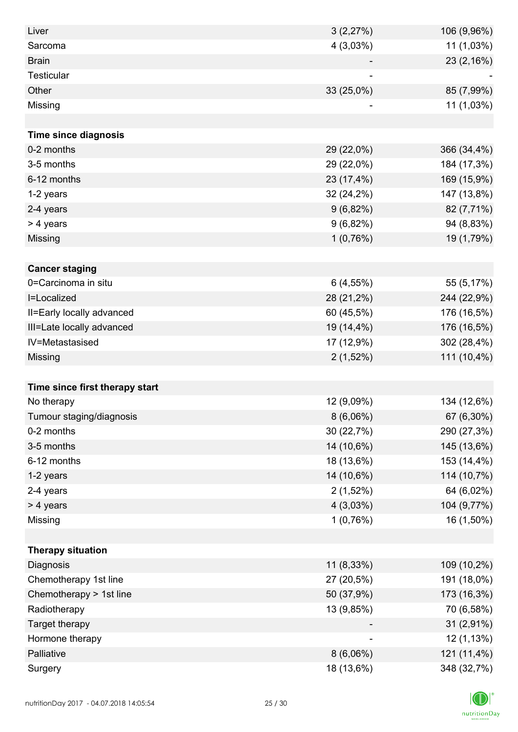| | | |
|---|---|---|
| Liver | 3 (2,27%) | 106 (9,96%) |
| Sarcoma | 4 (3,03%) | 11 (1,03%) |
| Brain | - | 23 (2,16%) |
| Testicular | - | - |
| Other | 33 (25,0%) | 85 (7,99%) |
| Missing | - | 11 (1,03%) |
| | | |
| **Time since diagnosis** | | |
| 0-2 months | 29 (22,0%) | 366 (34,4%) |
| 3-5 months | 29 (22,0%) | 184 (17,3%) |
| 6-12 months | 23 (17,4%) | 169 (15,9%) |
| 1-2 years | 32 (24,2%) | 147 (13,8%) |
| 2-4 years | 9 (6,82%) | 82 (7,71%) |
| > 4 years | 9 (6,82%) | 94 (8,83%) |
| Missing | 1 (0,76%) | 19 (1,79%) |
| | | |
| **Cancer staging** | | |
| 0=Carcinoma in situ | 6 (4,55%) | 55 (5,17%) |
| I=Localized | 28 (21,2%) | 244 (22,9%) |
| II=Early locally advanced | 60 (45,5%) | 176 (16,5%) |
| III=Late locally advanced | 19 (14,4%) | 176 (16,5%) |
| IV=Metastasised | 17 (12,9%) | 302 (28,4%) |
| Missing | 2 (1,52%) | 111 (10,4%) |
| | | |
| **Time since first therapy start** | | |
| No therapy | 12 (9,09%) | 134 (12,6%) |
| Tumour staging/diagnosis | 8 (6,06%) | 67 (6,30%) |
| 0-2 months | 30 (22,7%) | 290 (27,3%) |
| 3-5 months | 14 (10,6%) | 145 (13,6%) |
| 6-12 months | 18 (13,6%) | 153 (14,4%) |
| 1-2 years | 14 (10,6%) | 114 (10,7%) |
| 2-4 years | 2 (1,52%) | 64 (6,02%) |
| > 4 years | 4 (3,03%) | 104 (9,77%) |
| Missing | 1 (0,76%) | 16 (1,50%) |
| | | |
| **Therapy situation** | | |
| Diagnosis | 11 (8,33%) | 109 (10,2%) |
| Chemotherapy 1st line | 27 (20,5%) | 191 (18,0%) |
| Chemotherapy > 1st line | 50 (37,9%) | 173 (16,3%) |
| Radiotherapy | 13 (9,85%) | 70 (6,58%) |
| Target therapy | - | 31 (2,91%) |
| Hormone therapy | - | 12 (1,13%) |
| Palliative | 8 (6,06%) | 121 (11,4%) |
| Surgery | 18 (13,6%) | 348 (32,7%) |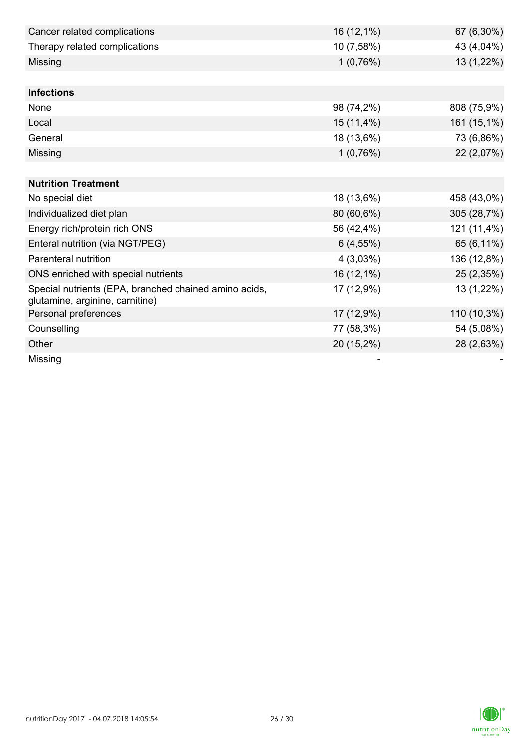| | | |
|---|---|---|
| Cancer related complications | 16 (12,1%) | 67 (6,30%) |
| Therapy related complications | 10 (7,58%) | 43 (4,04%) |
| Missing | 1 (0,76%) | 13 (1,22%) |

| **Infections** | | |
|---|---|---|
| None | 98 (74,2%) | 808 (75,9%) |
| Local | 15 (11,4%) | 161 (15,1%) |
| General | 18 (13,6%) | 73 (6,86%) |
| Missing | 1 (0,76%) | 22 (2,07%) |

| **Nutrition Treatment** | | |
|---|---|---|
| No special diet | 18 (13,6%) | 458 (43,0%) |
| Individualized diet plan | 80 (60,6%) | 305 (28,7%) |
| Energy rich/protein rich ONS | 56 (42,4%) | 121 (11,4%) |
| Enteral nutrition (via NGT/PEG) | 6 (4,55%) | 65 (6,11%) |
| Parenteral nutrition | 4 (3,03%) | 136 (12,8%) |
| ONS enriched with special nutrients | 16 (12,1%) | 25 (2,35%) |
| Special nutrients (EPA, branched chained amino acids, glutamine, arginine, carnitine) | 17 (12,9%) | 13 (1,22%) |
| Personal preferences | 17 (12,9%) | 110 (10,3%) |
| Counselling | 77 (58,3%) | 54 (5,08%) |
| Other | 20 (15,2%) | 28 (2,63%) |
| Missing | - | - |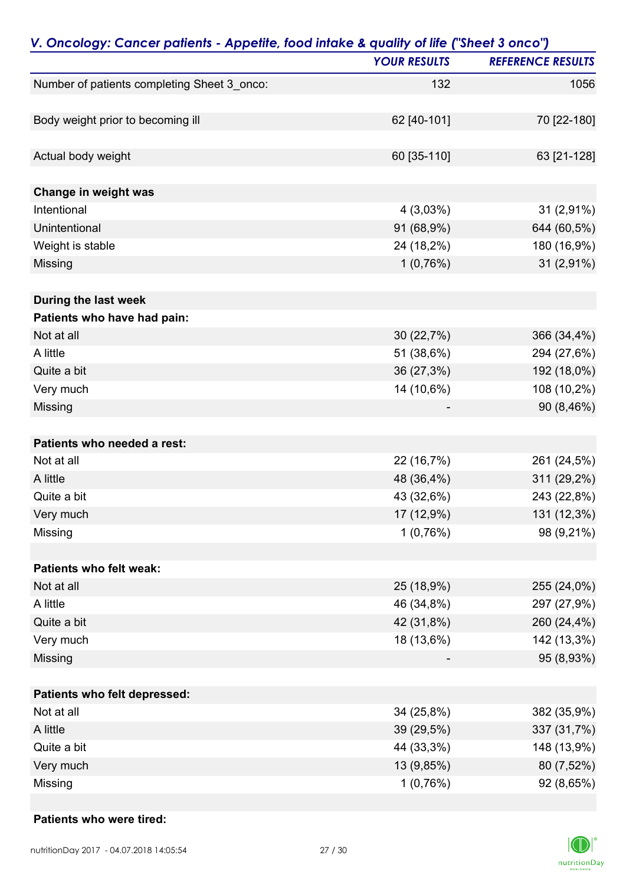## *V. Oncology: Cancer patients - Appetite, food intake & quality of life ("Sheet 3 onco")*

| | *YOUR RESULTS* | *REFERENCE RESULTS* |
|---|---|---|
| Number of patients completing Sheet 3_onco: | 132 | 1056 |
| | | |
| Body weight prior to becoming ill | 62 [40-101] | 70 [22-180] |
| | | |
| Actual body weight | 60 [35-110] | 63 [21-128] |
| | | |
| **Change in weight was** | | |
| Intentional | 4 (3,03%) | 31 (2,91%) |
| Unintentional | 91 (68,9%) | 644 (60,5%) |
| Weight is stable | 24 (18,2%) | 180 (16,9%) |
| Missing | 1 (0,76%) | 31 (2,91%) |
| | | |
| **During the last week** | | |
| **Patients who have had pain:** | | |
| Not at all | 30 (22,7%) | 366 (34,4%) |
| A little | 51 (38,6%) | 294 (27,6%) |
| Quite a bit | 36 (27,3%) | 192 (18,0%) |
| Very much | 14 (10,6%) | 108 (10,2%) |
| Missing | - | 90 (8,46%) |
| | | |
| **Patients who needed a rest:** | | |
| Not at all | 22 (16,7%) | 261 (24,5%) |
| A little | 48 (36,4%) | 311 (29,2%) |
| Quite a bit | 43 (32,6%) | 243 (22,8%) |
| Very much | 17 (12,9%) | 131 (12,3%) |
| Missing | 1 (0,76%) | 98 (9,21%) |
| | | |
| **Patients who felt weak:** | | |
| Not at all | 25 (18,9%) | 255 (24,0%) |
| A little | 46 (34,8%) | 297 (27,9%) |
| Quite a bit | 42 (31,8%) | 260 (24,4%) |
| Very much | 18 (13,6%) | 142 (13,3%) |
| Missing | - | 95 (8,93%) |
| | | |
| **Patients who felt depressed:** | | |
| Not at all | 34 (25,8%) | 382 (35,9%) |
| A little | 39 (29,5%) | 337 (31,7%) |
| Quite a bit | 44 (33,3%) | 148 (13,9%) |
| Very much | 13 (9,85%) | 80 (7,52%) |
| Missing | 1 (0,76%) | 92 (8,65%) |
| | | |
| **Patients who were tired:** | | |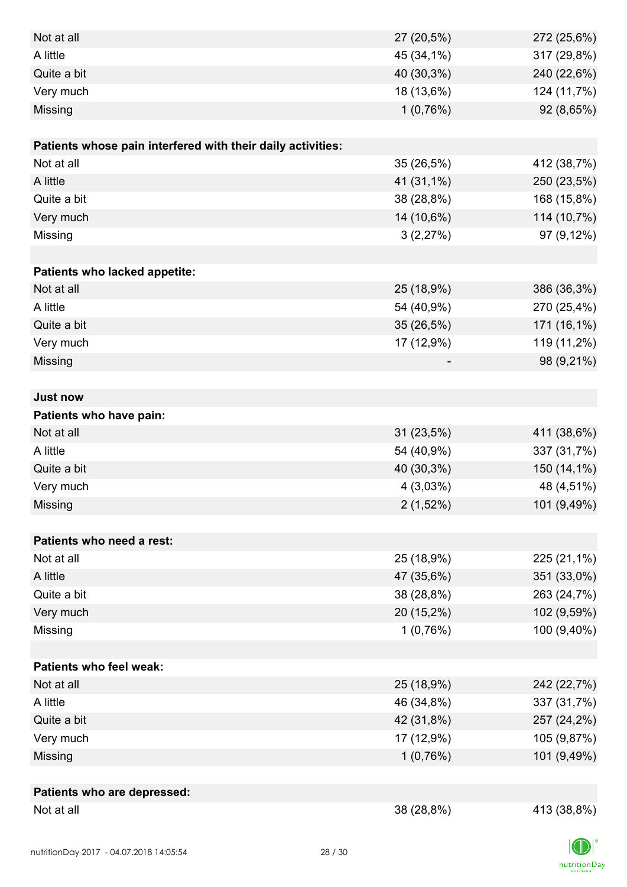| | | |
|---|---|---|
| Not at all | 27 (20,5%) | 272 (25,6%) |
| A little | 45 (34,1%) | 317 (29,8%) |
| Quite a bit | 40 (30,3%) | 240 (22,6%) |
| Very much | 18 (13,6%) | 124 (11,7%) |
| Missing | 1 (0,76%) | 92 (8,65%) |
| | | |
| **Patients whose pain interfered with their daily activities:** | | |
| Not at all | 35 (26,5%) | 412 (38,7%) |
| A little | 41 (31,1%) | 250 (23,5%) |
| Quite a bit | 38 (28,8%) | 168 (15,8%) |
| Very much | 14 (10,6%) | 114 (10,7%) |
| Missing | 3 (2,27%) | 97 (9,12%) |
| | | |
| **Patients who lacked appetite:** | | |
| Not at all | 25 (18,9%) | 386 (36,3%) |
| A little | 54 (40,9%) | 270 (25,4%) |
| Quite a bit | 35 (26,5%) | 171 (16,1%) |
| Very much | 17 (12,9%) | 119 (11,2%) |
| Missing | - | 98 (9,21%) |
| | | |
| **Just now** | | |
| **Patients who have pain:** | | |
| Not at all | 31 (23,5%) | 411 (38,6%) |
| A little | 54 (40,9%) | 337 (31,7%) |
| Quite a bit | 40 (30,3%) | 150 (14,1%) |
| Very much | 4 (3,03%) | 48 (4,51%) |
| Missing | 2 (1,52%) | 101 (9,49%) |
| | | |
| **Patients who need a rest:** | | |
| Not at all | 25 (18,9%) | 225 (21,1%) |
| A little | 47 (35,6%) | 351 (33,0%) |
| Quite a bit | 38 (28,8%) | 263 (24,7%) |
| Very much | 20 (15,2%) | 102 (9,59%) |
| Missing | 1 (0,76%) | 100 (9,40%) |
| | | |
| **Patients who feel weak:** | | |
| Not at all | 25 (18,9%) | 242 (22,7%) |
| A little | 46 (34,8%) | 337 (31,7%) |
| Quite a bit | 42 (31,8%) | 257 (24,2%) |
| Very much | 17 (12,9%) | 105 (9,87%) |
| Missing | 1 (0,76%) | 101 (9,49%) |
| | | |
| **Patients who are depressed:** | | |
| Not at all | 38 (28,8%) | 413 (38,8%) |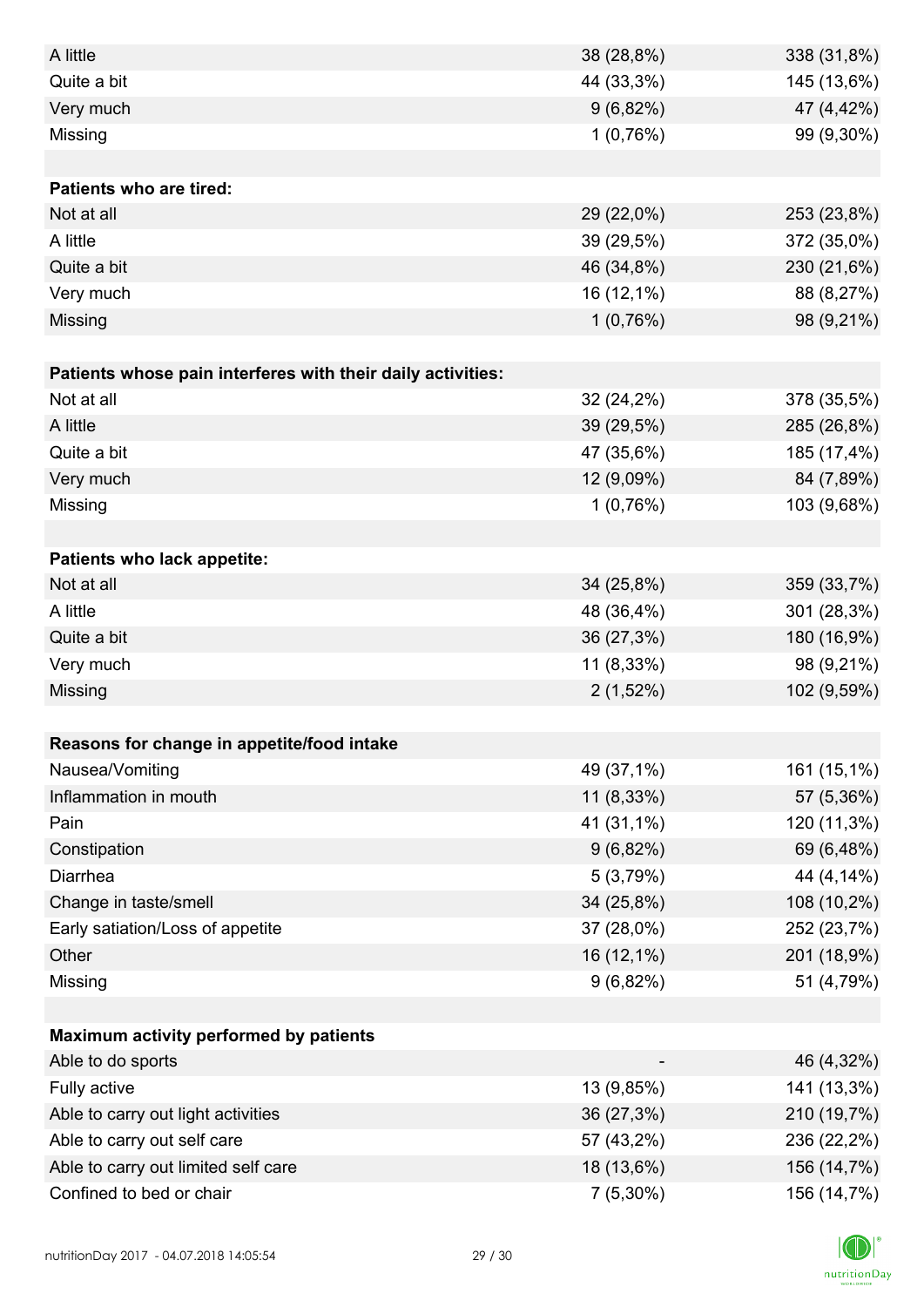| | | |
|---|---|---|
| A little | 38 (28,8%) | 338 (31,8%) |
| Quite a bit | 44 (33,3%) | 145 (13,6%) |
| Very much | 9 (6,82%) | 47 (4,42%) |
| Missing | 1 (0,76%) | 99 (9,30%) |
| | | |
| **Patients who are tired:** | | |
| Not at all | 29 (22,0%) | 253 (23,8%) |
| A little | 39 (29,5%) | 372 (35,0%) |
| Quite a bit | 46 (34,8%) | 230 (21,6%) |
| Very much | 16 (12,1%) | 88 (8,27%) |
| Missing | 1 (0,76%) | 98 (9,21%) |
| | | |
| **Patients whose pain interferes with their daily activities:** | | |
| Not at all | 32 (24,2%) | 378 (35,5%) |
| A little | 39 (29,5%) | 285 (26,8%) |
| Quite a bit | 47 (35,6%) | 185 (17,4%) |
| Very much | 12 (9,09%) | 84 (7,89%) |
| Missing | 1 (0,76%) | 103 (9,68%) |
| | | |
| **Patients who lack appetite:** | | |
| Not at all | 34 (25,8%) | 359 (33,7%) |
| A little | 48 (36,4%) | 301 (28,3%) |
| Quite a bit | 36 (27,3%) | 180 (16,9%) |
| Very much | 11 (8,33%) | 98 (9,21%) |
| Missing | 2 (1,52%) | 102 (9,59%) |
| | | |
| **Reasons for change in appetite/food intake** | | |
| Nausea/Vomiting | 49 (37,1%) | 161 (15,1%) |
| Inflammation in mouth | 11 (8,33%) | 57 (5,36%) |
| Pain | 41 (31,1%) | 120 (11,3%) |
| Constipation | 9 (6,82%) | 69 (6,48%) |
| Diarrhea | 5 (3,79%) | 44 (4,14%) |
| Change in taste/smell | 34 (25,8%) | 108 (10,2%) |
| Early satiation/Loss of appetite | 37 (28,0%) | 252 (23,7%) |
| Other | 16 (12,1%) | 201 (18,9%) |
| Missing | 9 (6,82%) | 51 (4,79%) |
| | | |
| **Maximum activity performed by patients** | | |
| Able to do sports | - | 46 (4,32%) |
| Fully active | 13 (9,85%) | 141 (13,3%) |
| Able to carry out light activities | 36 (27,3%) | 210 (19,7%) |
| Able to carry out self care | 57 (43,2%) | 236 (22,2%) |
| Able to carry out limited self care | 18 (13,6%) | 156 (14,7%) |
| Confined to bed or chair | 7 (5,30%) | 156 (14,7%) |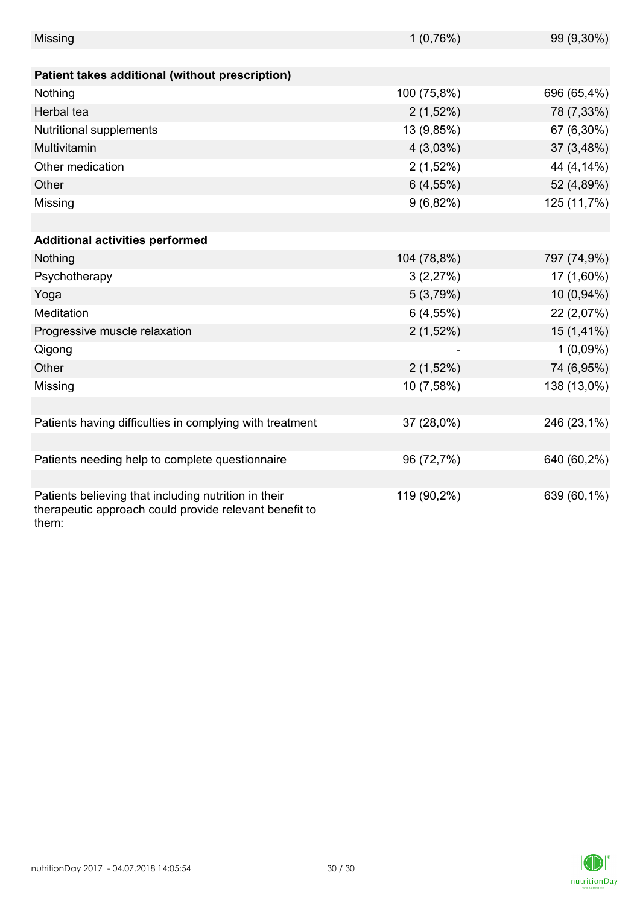| | | |
|---|---|---|
| Missing | 1 (0,76%) | 99 (9,30%) |
| | | |
| **Patient takes additional (without prescription)** | | |
| Nothing | 100 (75,8%) | 696 (65,4%) |
| Herbal tea | 2 (1,52%) | 78 (7,33%) |
| Nutritional supplements | 13 (9,85%) | 67 (6,30%) |
| Multivitamin | 4 (3,03%) | 37 (3,48%) |
| Other medication | 2 (1,52%) | 44 (4,14%) |
| Other | 6 (4,55%) | 52 (4,89%) |
| Missing | 9 (6,82%) | 125 (11,7%) |
| | | |
| **Additional activities performed** | | |
| Nothing | 104 (78,8%) | 797 (74,9%) |
| Psychotherapy | 3 (2,27%) | 17 (1,60%) |
| Yoga | 5 (3,79%) | 10 (0,94%) |
| Meditation | 6 (4,55%) | 22 (2,07%) |
| Progressive muscle relaxation | 2 (1,52%) | 15 (1,41%) |
| Qigong | - | 1 (0,09%) |
| Other | 2 (1,52%) | 74 (6,95%) |
| Missing | 10 (7,58%) | 138 (13,0%) |
| | | |
| Patients having difficulties in complying with treatment | 37 (28,0%) | 246 (23,1%) |
| | | |
| Patients needing help to complete questionnaire | 96 (72,7%) | 640 (60,2%) |
| | | |
| Patients believing that including nutrition in their therapeutic approach could provide relevant benefit to them: | 119 (90,2%) | 639 (60,1%) |